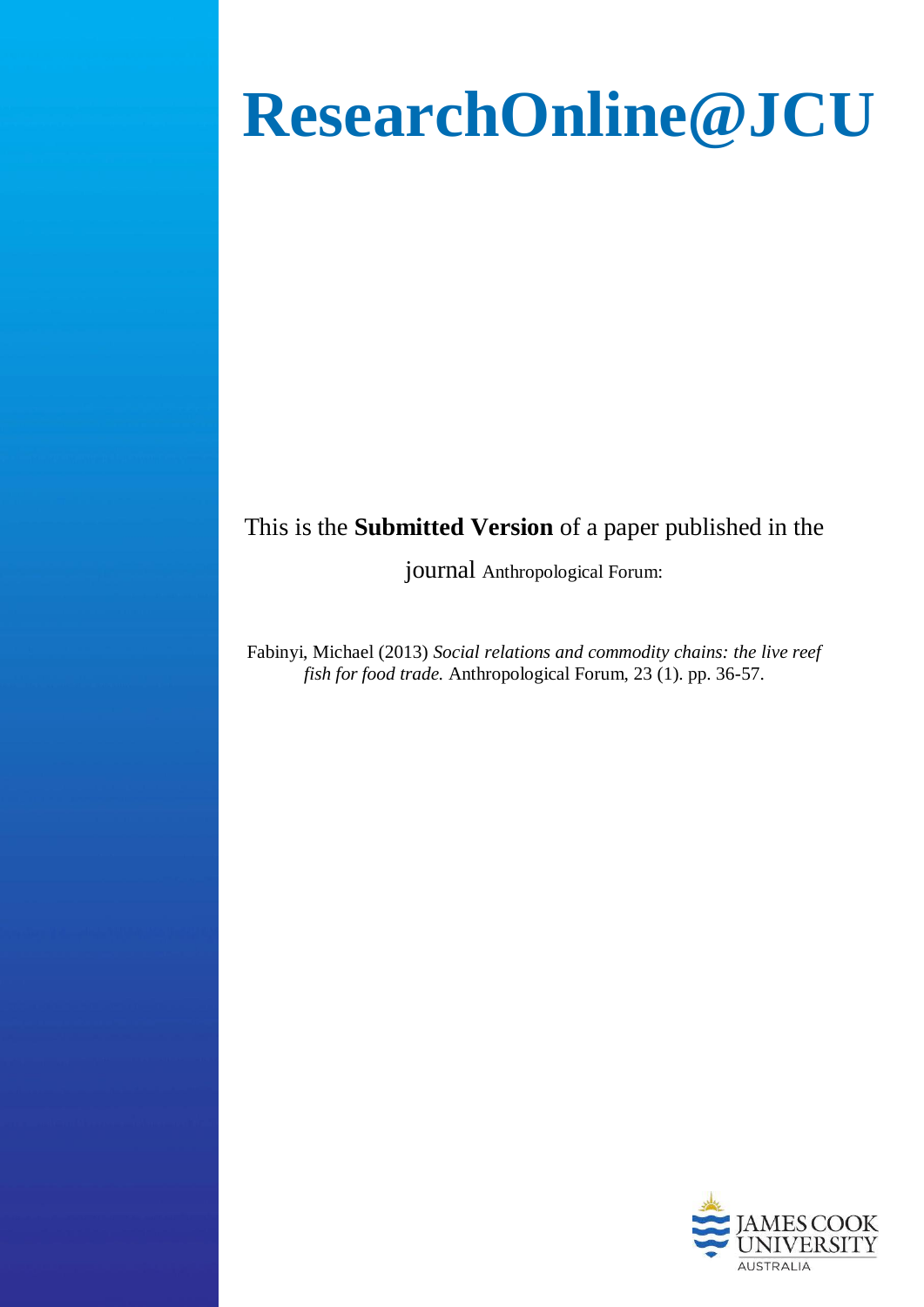# ResearchOnline@JCU

This is the **Submitted Version** of a paper published in the journal Anthropological Forum:

Fabinyi, Michael (2013) *Social relations and commodity chains: the live reef fish for food trade.* Anthropological Forum, 23 (1). pp. 36-57.

JAMES COOK UNIVERSITY AUSTRALIA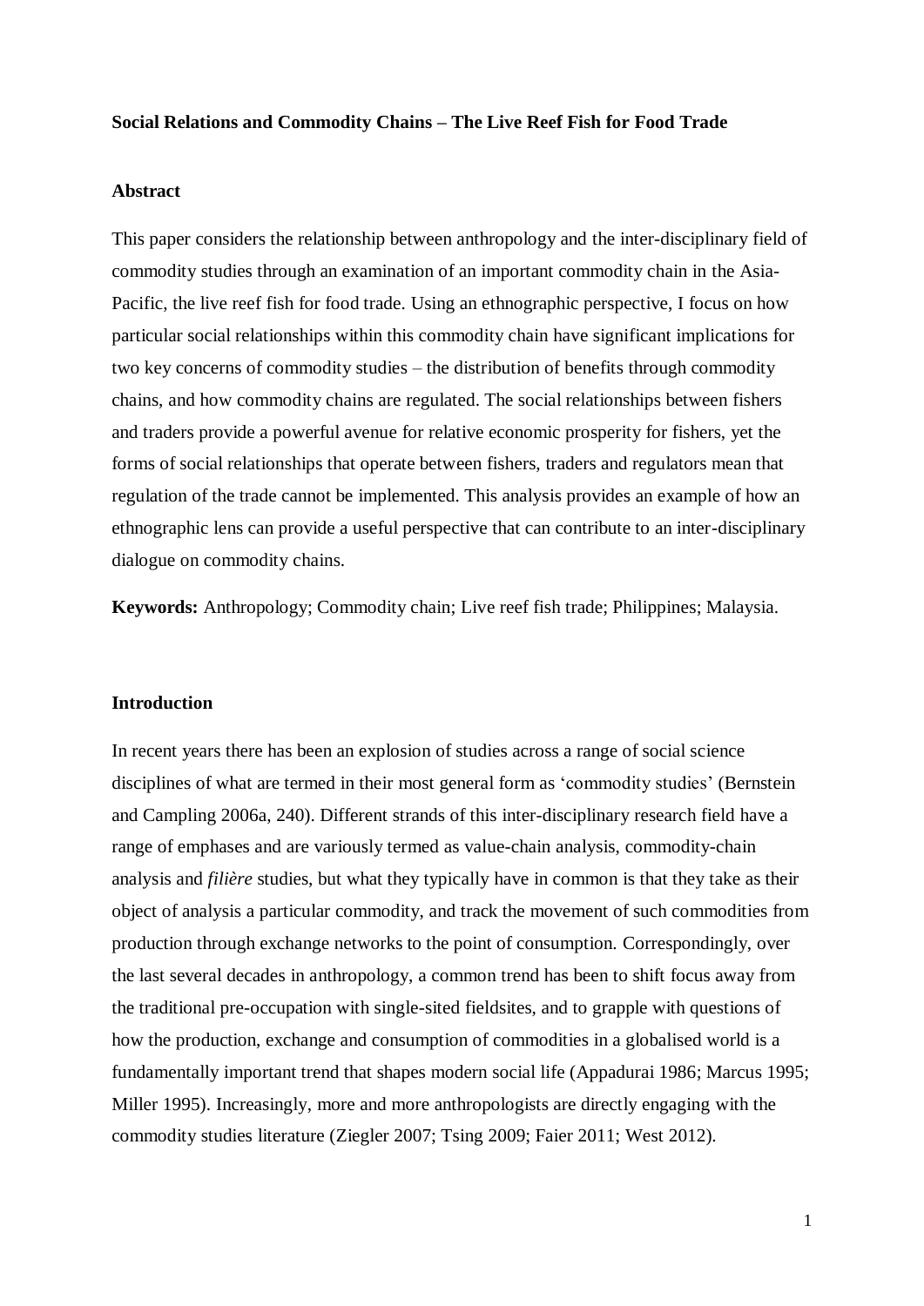**Social Relations and Commodity Chains – The Live Reef Fish for Food Trade**

**Abstract**

This paper considers the relationship between anthropology and the inter-disciplinary field of commodity studies through an examination of an important commodity chain in the Asia-Pacific, the live reef fish for food trade. Using an ethnographic perspective, I focus on how particular social relationships within this commodity chain have significant implications for two key concerns of commodity studies – the distribution of benefits through commodity chains, and how commodity chains are regulated. The social relationships between fishers and traders provide a powerful avenue for relative economic prosperity for fishers, yet the forms of social relationships that operate between fishers, traders and regulators mean that regulation of the trade cannot be implemented. This analysis provides an example of how an ethnographic lens can provide a useful perspective that can contribute to an inter-disciplinary dialogue on commodity chains.

**Keywords:** Anthropology; Commodity chain; Live reef fish trade; Philippines; Malaysia.

**Introduction**

In recent years there has been an explosion of studies across a range of social science disciplines of what are termed in their most general form as 'commodity studies' (Bernstein and Campling 2006a, 240). Different strands of this inter-disciplinary research field have a range of emphases and are variously termed as value-chain analysis, commodity-chain analysis and *filière* studies, but what they typically have in common is that they take as their object of analysis a particular commodity, and track the movement of such commodities from production through exchange networks to the point of consumption. Correspondingly, over the last several decades in anthropology, a common trend has been to shift focus away from the traditional pre-occupation with single-sited fieldsites, and to grapple with questions of how the production, exchange and consumption of commodities in a globalised world is a fundamentally important trend that shapes modern social life (Appadurai 1986; Marcus 1995; Miller 1995). Increasingly, more and more anthropologists are directly engaging with the commodity studies literature (Ziegler 2007; Tsing 2009; Faier 2011; West 2012).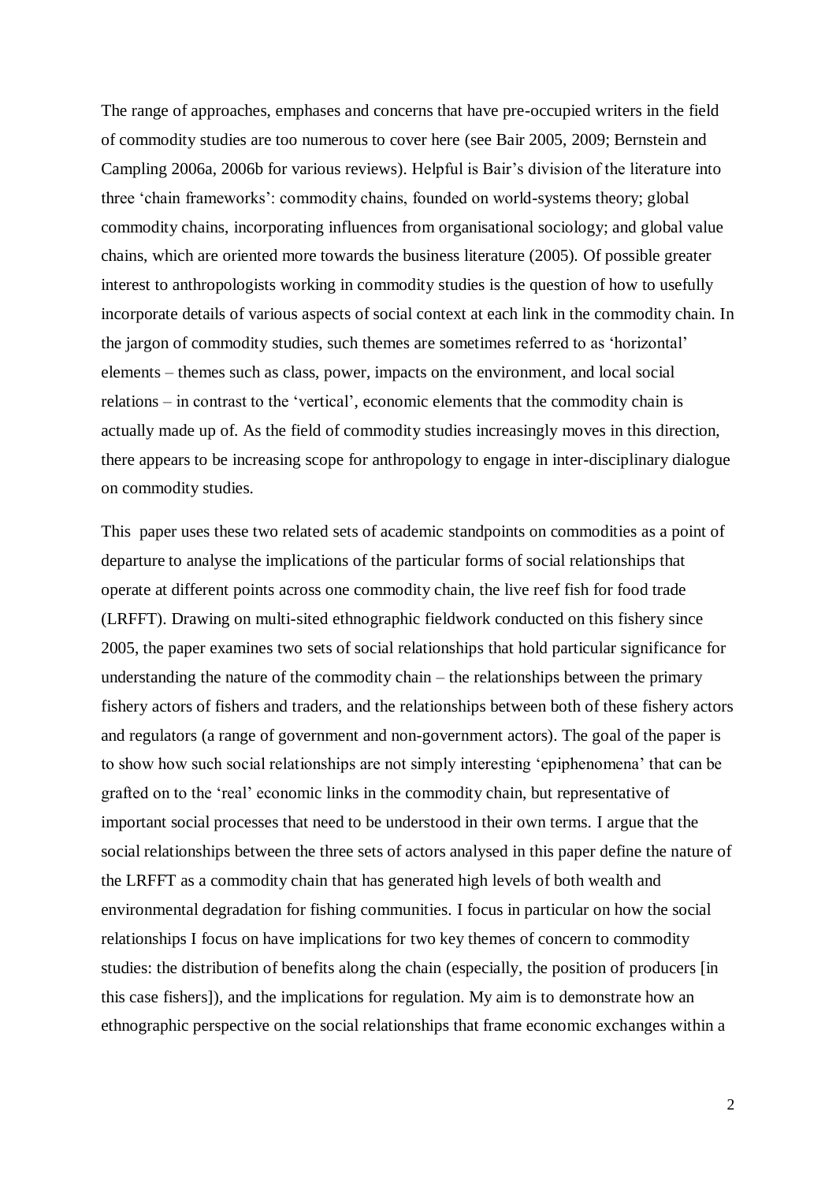The range of approaches, emphases and concerns that have pre-occupied writers in the field of commodity studies are too numerous to cover here (see Bair 2005, 2009; Bernstein and Campling 2006a, 2006b for various reviews). Helpful is Bair's division of the literature into three 'chain frameworks': commodity chains, founded on world-systems theory; global commodity chains, incorporating influences from organisational sociology; and global value chains, which are oriented more towards the business literature (2005). Of possible greater interest to anthropologists working in commodity studies is the question of how to usefully incorporate details of various aspects of social context at each link in the commodity chain. In the jargon of commodity studies, such themes are sometimes referred to as 'horizontal' elements – themes such as class, power, impacts on the environment, and local social relations – in contrast to the 'vertical', economic elements that the commodity chain is actually made up of. As the field of commodity studies increasingly moves in this direction, there appears to be increasing scope for anthropology to engage in inter-disciplinary dialogue on commodity studies.

This paper uses these two related sets of academic standpoints on commodities as a point of departure to analyse the implications of the particular forms of social relationships that operate at different points across one commodity chain, the live reef fish for food trade (LRFFT). Drawing on multi-sited ethnographic fieldwork conducted on this fishery since 2005, the paper examines two sets of social relationships that hold particular significance for understanding the nature of the commodity chain – the relationships between the primary fishery actors of fishers and traders, and the relationships between both of these fishery actors and regulators (a range of government and non-government actors). The goal of the paper is to show how such social relationships are not simply interesting 'epiphenomena' that can be grafted on to the 'real' economic links in the commodity chain, but representative of important social processes that need to be understood in their own terms. I argue that the social relationships between the three sets of actors analysed in this paper define the nature of the LRFFT as a commodity chain that has generated high levels of both wealth and environmental degradation for fishing communities. I focus in particular on how the social relationships I focus on have implications for two key themes of concern to commodity studies: the distribution of benefits along the chain (especially, the position of producers [in this case fishers]), and the implications for regulation. My aim is to demonstrate how an ethnographic perspective on the social relationships that frame economic exchanges within a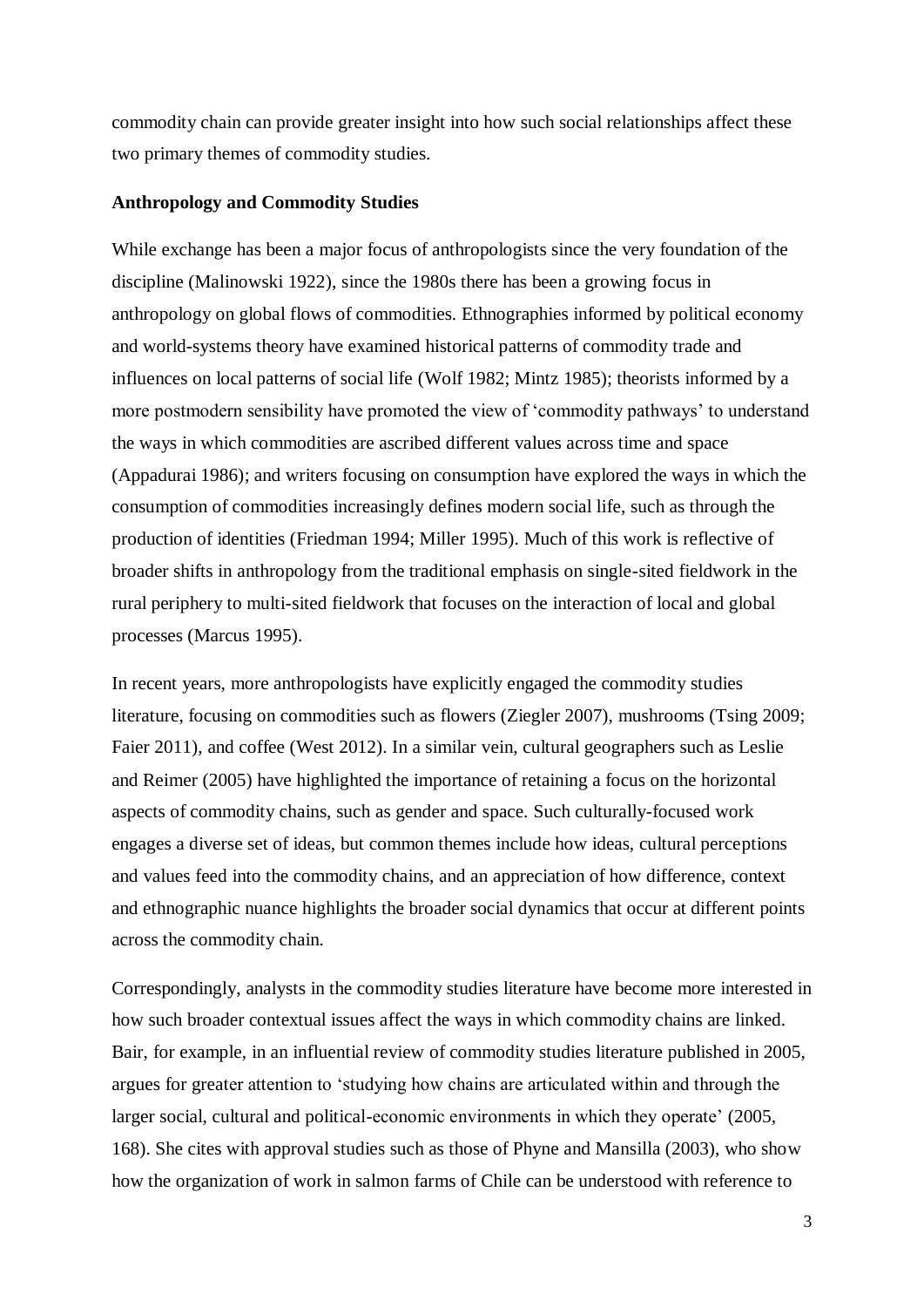commodity chain can provide greater insight into how such social relationships affect these two primary themes of commodity studies.

## Anthropology and Commodity Studies

While exchange has been a major focus of anthropologists since the very foundation of the discipline (Malinowski 1922), since the 1980s there has been a growing focus in anthropology on global flows of commodities. Ethnographies informed by political economy and world-systems theory have examined historical patterns of commodity trade and influences on local patterns of social life (Wolf 1982; Mintz 1985); theorists informed by a more postmodern sensibility have promoted the view of 'commodity pathways' to understand the ways in which commodities are ascribed different values across time and space (Appadurai 1986); and writers focusing on consumption have explored the ways in which the consumption of commodities increasingly defines modern social life, such as through the production of identities (Friedman 1994; Miller 1995). Much of this work is reflective of broader shifts in anthropology from the traditional emphasis on single-sited fieldwork in the rural periphery to multi-sited fieldwork that focuses on the interaction of local and global processes (Marcus 1995).

In recent years, more anthropologists have explicitly engaged the commodity studies literature, focusing on commodities such as flowers (Ziegler 2007), mushrooms (Tsing 2009; Faier 2011), and coffee (West 2012). In a similar vein, cultural geographers such as Leslie and Reimer (2005) have highlighted the importance of retaining a focus on the horizontal aspects of commodity chains, such as gender and space. Such culturally-focused work engages a diverse set of ideas, but common themes include how ideas, cultural perceptions and values feed into the commodity chains, and an appreciation of how difference, context and ethnographic nuance highlights the broader social dynamics that occur at different points across the commodity chain.

Correspondingly, analysts in the commodity studies literature have become more interested in how such broader contextual issues affect the ways in which commodity chains are linked. Bair, for example, in an influential review of commodity studies literature published in 2005, argues for greater attention to 'studying how chains are articulated within and through the larger social, cultural and political-economic environments in which they operate' (2005, 168). She cites with approval studies such as those of Phyne and Mansilla (2003), who show how the organization of work in salmon farms of Chile can be understood with reference to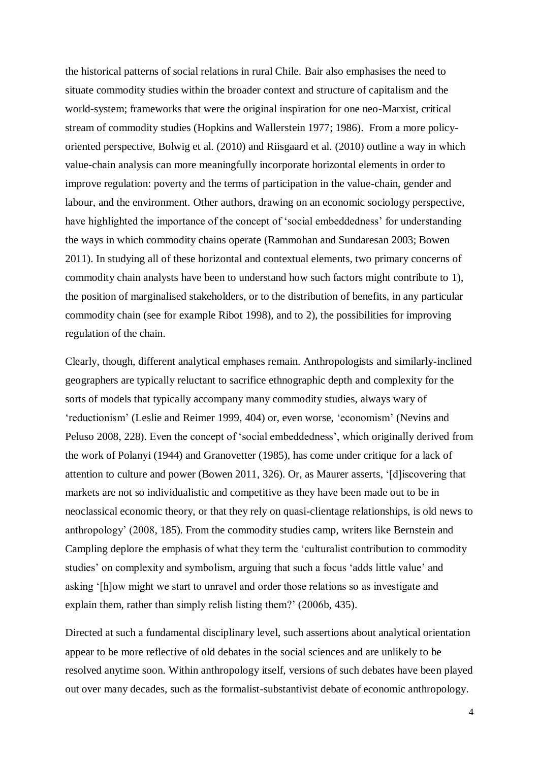the historical patterns of social relations in rural Chile. Bair also emphasises the need to situate commodity studies within the broader context and structure of capitalism and the world-system; frameworks that were the original inspiration for one neo-Marxist, critical stream of commodity studies (Hopkins and Wallerstein 1977; 1986). From a more policy-oriented perspective, Bolwig et al. (2010) and Riisgaard et al. (2010) outline a way in which value-chain analysis can more meaningfully incorporate horizontal elements in order to improve regulation: poverty and the terms of participation in the value-chain, gender and labour, and the environment. Other authors, drawing on an economic sociology perspective, have highlighted the importance of the concept of 'social embeddedness' for understanding the ways in which commodity chains operate (Rammohan and Sundaresan 2003; Bowen 2011). In studying all of these horizontal and contextual elements, two primary concerns of commodity chain analysts have been to understand how such factors might contribute to 1), the position of marginalised stakeholders, or to the distribution of benefits, in any particular commodity chain (see for example Ribot 1998), and to 2), the possibilities for improving regulation of the chain.

Clearly, though, different analytical emphases remain. Anthropologists and similarly-inclined geographers are typically reluctant to sacrifice ethnographic depth and complexity for the sorts of models that typically accompany many commodity studies, always wary of 'reductionism' (Leslie and Reimer 1999, 404) or, even worse, 'economism' (Nevins and Peluso 2008, 228). Even the concept of 'social embeddedness', which originally derived from the work of Polanyi (1944) and Granovetter (1985), has come under critique for a lack of attention to culture and power (Bowen 2011, 326). Or, as Maurer asserts, '[d]iscovering that markets are not so individualistic and competitive as they have been made out to be in neoclassical economic theory, or that they rely on quasi-clientage relationships, is old news to anthropology' (2008, 185). From the commodity studies camp, writers like Bernstein and Campling deplore the emphasis of what they term the 'culturalist contribution to commodity studies' on complexity and symbolism, arguing that such a focus 'adds little value' and asking '[h]ow might we start to unravel and order those relations so as investigate and explain them, rather than simply relish listing them?' (2006b, 435).

Directed at such a fundamental disciplinary level, such assertions about analytical orientation appear to be more reflective of old debates in the social sciences and are unlikely to be resolved anytime soon. Within anthropology itself, versions of such debates have been played out over many decades, such as the formalist-substantivist debate of economic anthropology.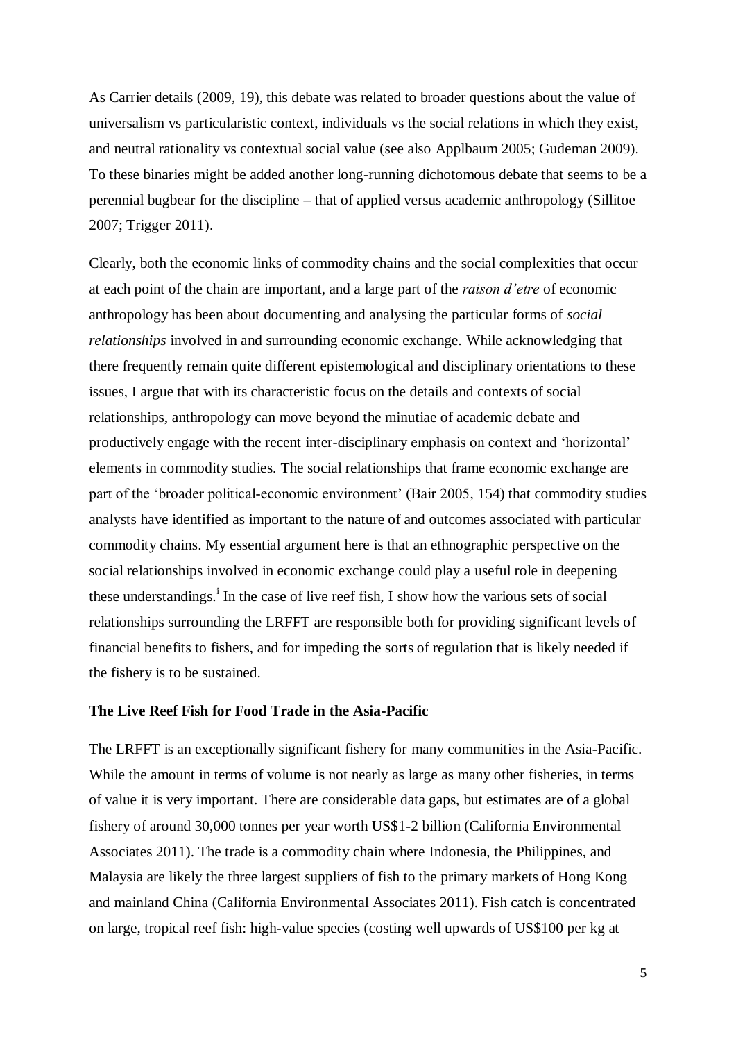As Carrier details (2009, 19), this debate was related to broader questions about the value of universalism vs particularistic context, individuals vs the social relations in which they exist, and neutral rationality vs contextual social value (see also Applbaum 2005; Gudeman 2009). To these binaries might be added another long-running dichotomous debate that seems to be a perennial bugbear for the discipline – that of applied versus academic anthropology (Sillitoe 2007; Trigger 2011).

Clearly, both the economic links of commodity chains and the social complexities that occur at each point of the chain are important, and a large part of the *raison d'etre* of economic anthropology has been about documenting and analysing the particular forms of *social relationships* involved in and surrounding economic exchange. While acknowledging that there frequently remain quite different epistemological and disciplinary orientations to these issues, I argue that with its characteristic focus on the details and contexts of social relationships, anthropology can move beyond the minutiae of academic debate and productively engage with the recent inter-disciplinary emphasis on context and 'horizontal' elements in commodity studies. The social relationships that frame economic exchange are part of the 'broader political-economic environment' (Bair 2005, 154) that commodity studies analysts have identified as important to the nature of and outcomes associated with particular commodity chains. My essential argument here is that an ethnographic perspective on the social relationships involved in economic exchange could play a useful role in deepening these understandings.[i] In the case of live reef fish, I show how the various sets of social relationships surrounding the LRFFT are responsible both for providing significant levels of financial benefits to fishers, and for impeding the sorts of regulation that is likely needed if the fishery is to be sustained.

## The Live Reef Fish for Food Trade in the Asia-Pacific

The LRFFT is an exceptionally significant fishery for many communities in the Asia-Pacific. While the amount in terms of volume is not nearly as large as many other fisheries, in terms of value it is very important. There are considerable data gaps, but estimates are of a global fishery of around 30,000 tonnes per year worth US$1-2 billion (California Environmental Associates 2011). The trade is a commodity chain where Indonesia, the Philippines, and Malaysia are likely the three largest suppliers of fish to the primary markets of Hong Kong and mainland China (California Environmental Associates 2011). Fish catch is concentrated on large, tropical reef fish: high-value species (costing well upwards of US$100 per kg at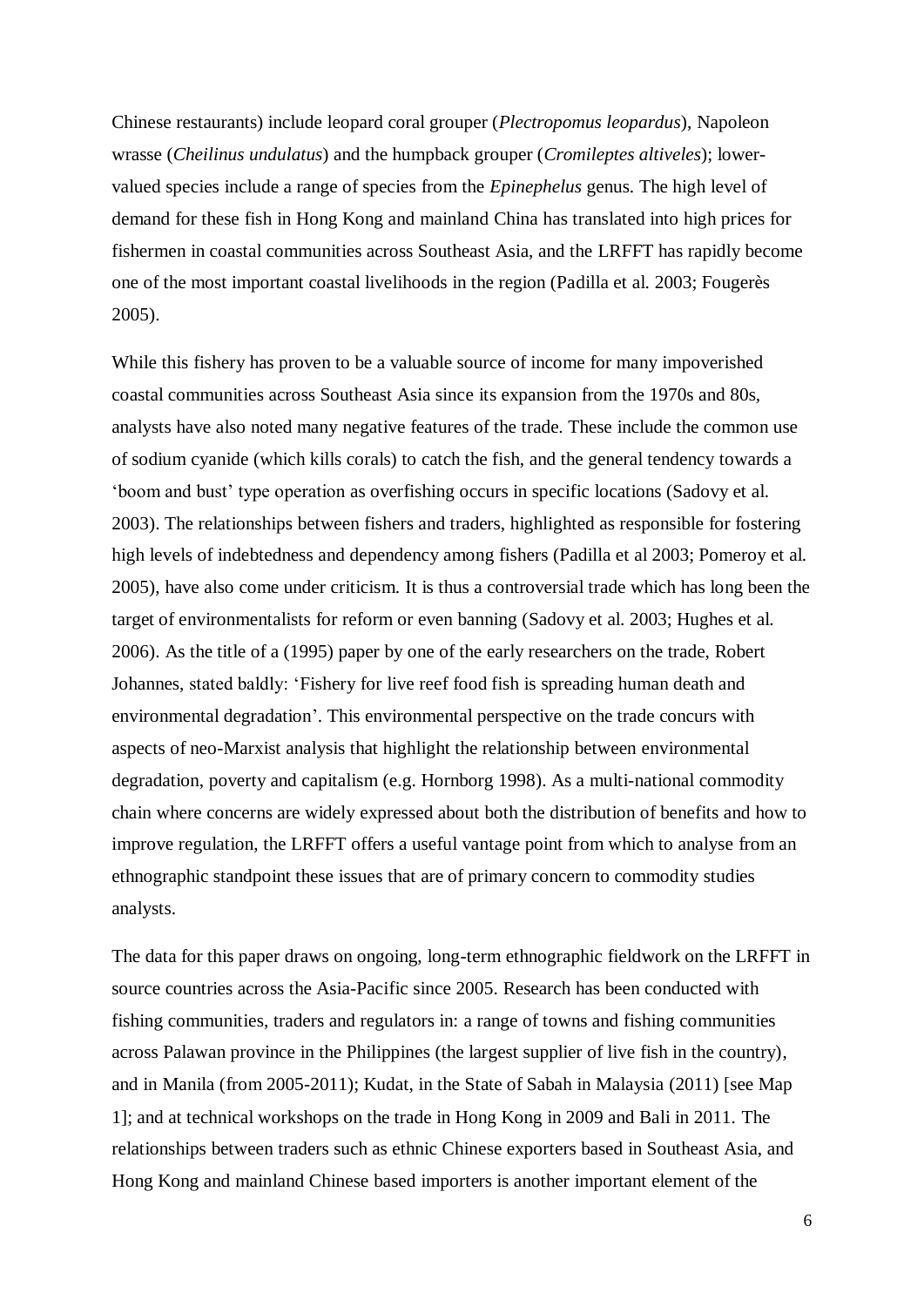Chinese restaurants) include leopard coral grouper (*Plectropomus leopardus*), Napoleon wrasse (*Cheilinus undulatus*) and the humpback grouper (*Cromileptes altiveles*); lower-valued species include a range of species from the *Epinephelus* genus. The high level of demand for these fish in Hong Kong and mainland China has translated into high prices for fishermen in coastal communities across Southeast Asia, and the LRFFT has rapidly become one of the most important coastal livelihoods in the region (Padilla et al. 2003; Fougerès 2005).

While this fishery has proven to be a valuable source of income for many impoverished coastal communities across Southeast Asia since its expansion from the 1970s and 80s, analysts have also noted many negative features of the trade. These include the common use of sodium cyanide (which kills corals) to catch the fish, and the general tendency towards a 'boom and bust' type operation as overfishing occurs in specific locations (Sadovy et al. 2003). The relationships between fishers and traders, highlighted as responsible for fostering high levels of indebtedness and dependency among fishers (Padilla et al 2003; Pomeroy et al. 2005), have also come under criticism. It is thus a controversial trade which has long been the target of environmentalists for reform or even banning (Sadovy et al. 2003; Hughes et al. 2006). As the title of a (1995) paper by one of the early researchers on the trade, Robert Johannes, stated baldly: 'Fishery for live reef food fish is spreading human death and environmental degradation'. This environmental perspective on the trade concurs with aspects of neo-Marxist analysis that highlight the relationship between environmental degradation, poverty and capitalism (e.g. Hornborg 1998). As a multi-national commodity chain where concerns are widely expressed about both the distribution of benefits and how to improve regulation, the LRFFT offers a useful vantage point from which to analyse from an ethnographic standpoint these issues that are of primary concern to commodity studies analysts.

The data for this paper draws on ongoing, long-term ethnographic fieldwork on the LRFFT in source countries across the Asia-Pacific since 2005. Research has been conducted with fishing communities, traders and regulators in: a range of towns and fishing communities across Palawan province in the Philippines (the largest supplier of live fish in the country), and in Manila (from 2005-2011); Kudat, in the State of Sabah in Malaysia (2011) [see Map 1]; and at technical workshops on the trade in Hong Kong in 2009 and Bali in 2011. The relationships between traders such as ethnic Chinese exporters based in Southeast Asia, and Hong Kong and mainland Chinese based importers is another important element of the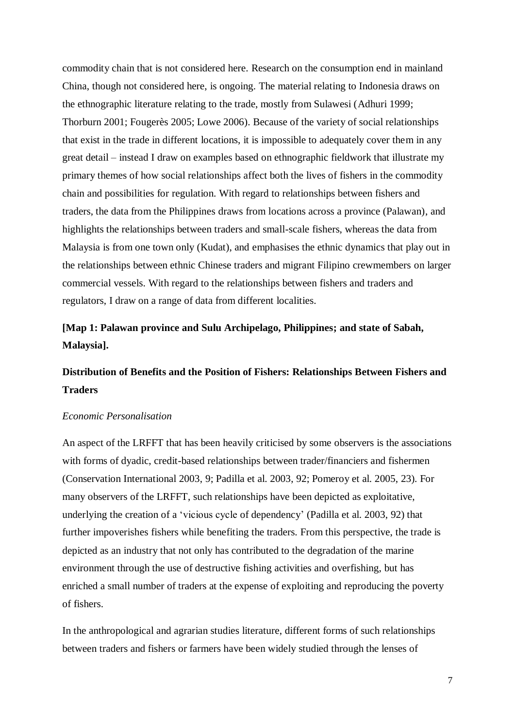commodity chain that is not considered here. Research on the consumption end in mainland China, though not considered here, is ongoing. The material relating to Indonesia draws on the ethnographic literature relating to the trade, mostly from Sulawesi (Adhuri 1999; Thorburn 2001; Fougerès 2005; Lowe 2006). Because of the variety of social relationships that exist in the trade in different locations, it is impossible to adequately cover them in any great detail – instead I draw on examples based on ethnographic fieldwork that illustrate my primary themes of how social relationships affect both the lives of fishers in the commodity chain and possibilities for regulation. With regard to relationships between fishers and traders, the data from the Philippines draws from locations across a province (Palawan), and highlights the relationships between traders and small-scale fishers, whereas the data from Malaysia is from one town only (Kudat), and emphasises the ethnic dynamics that play out in the relationships between ethnic Chinese traders and migrant Filipino crewmembers on larger commercial vessels. With regard to the relationships between fishers and traders and regulators, I draw on a range of data from different localities.

**[Map 1: Palawan province and Sulu Archipelago, Philippines; and state of Sabah, Malaysia].**

## Distribution of Benefits and the Position of Fishers: Relationships Between Fishers and Traders

### *Economic Personalisation*

An aspect of the LRFFT that has been heavily criticised by some observers is the associations with forms of dyadic, credit-based relationships between trader/financiers and fishermen (Conservation International 2003, 9; Padilla et al. 2003, 92; Pomeroy et al. 2005, 23). For many observers of the LRFFT, such relationships have been depicted as exploitative, underlying the creation of a 'vicious cycle of dependency' (Padilla et al. 2003, 92) that further impoverishes fishers while benefiting the traders. From this perspective, the trade is depicted as an industry that not only has contributed to the degradation of the marine environment through the use of destructive fishing activities and overfishing, but has enriched a small number of traders at the expense of exploiting and reproducing the poverty of fishers.

In the anthropological and agrarian studies literature, different forms of such relationships between traders and fishers or farmers have been widely studied through the lenses of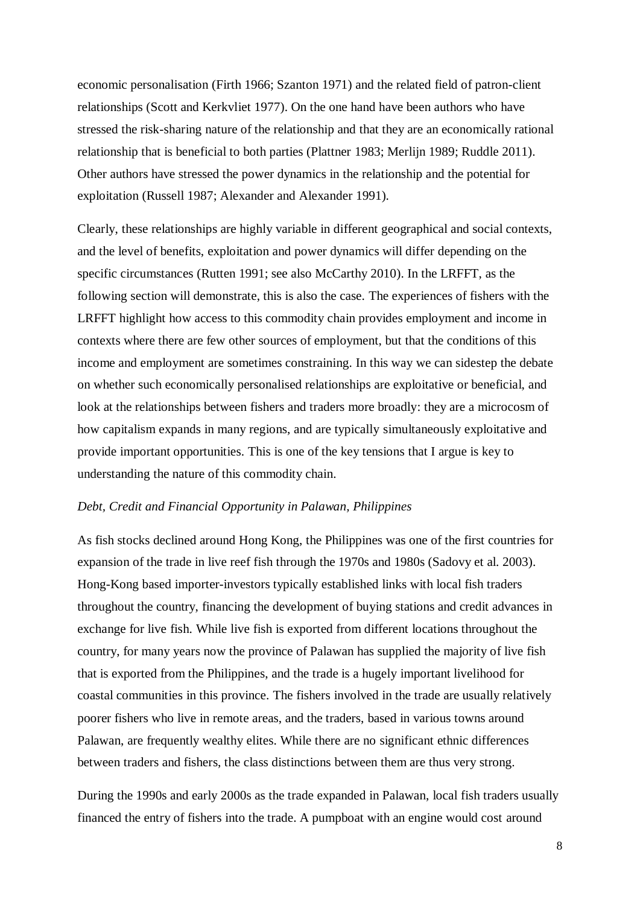economic personalisation (Firth 1966; Szanton 1971) and the related field of patron-client relationships (Scott and Kerkvliet 1977). On the one hand have been authors who have stressed the risk-sharing nature of the relationship and that they are an economically rational relationship that is beneficial to both parties (Plattner 1983; Merlijn 1989; Ruddle 2011). Other authors have stressed the power dynamics in the relationship and the potential for exploitation (Russell 1987; Alexander and Alexander 1991).

Clearly, these relationships are highly variable in different geographical and social contexts, and the level of benefits, exploitation and power dynamics will differ depending on the specific circumstances (Rutten 1991; see also McCarthy 2010). In the LRFFT, as the following section will demonstrate, this is also the case. The experiences of fishers with the LRFFT highlight how access to this commodity chain provides employment and income in contexts where there are few other sources of employment, but that the conditions of this income and employment are sometimes constraining. In this way we can sidestep the debate on whether such economically personalised relationships are exploitative or beneficial, and look at the relationships between fishers and traders more broadly: they are a microcosm of how capitalism expands in many regions, and are typically simultaneously exploitative and provide important opportunities. This is one of the key tensions that I argue is key to understanding the nature of this commodity chain.

*Debt, Credit and Financial Opportunity in Palawan, Philippines*

As fish stocks declined around Hong Kong, the Philippines was one of the first countries for expansion of the trade in live reef fish through the 1970s and 1980s (Sadovy et al. 2003). Hong-Kong based importer-investors typically established links with local fish traders throughout the country, financing the development of buying stations and credit advances in exchange for live fish. While live fish is exported from different locations throughout the country, for many years now the province of Palawan has supplied the majority of live fish that is exported from the Philippines, and the trade is a hugely important livelihood for coastal communities in this province. The fishers involved in the trade are usually relatively poorer fishers who live in remote areas, and the traders, based in various towns around Palawan, are frequently wealthy elites. While there are no significant ethnic differences between traders and fishers, the class distinctions between them are thus very strong.

During the 1990s and early 2000s as the trade expanded in Palawan, local fish traders usually financed the entry of fishers into the trade. A pumpboat with an engine would cost around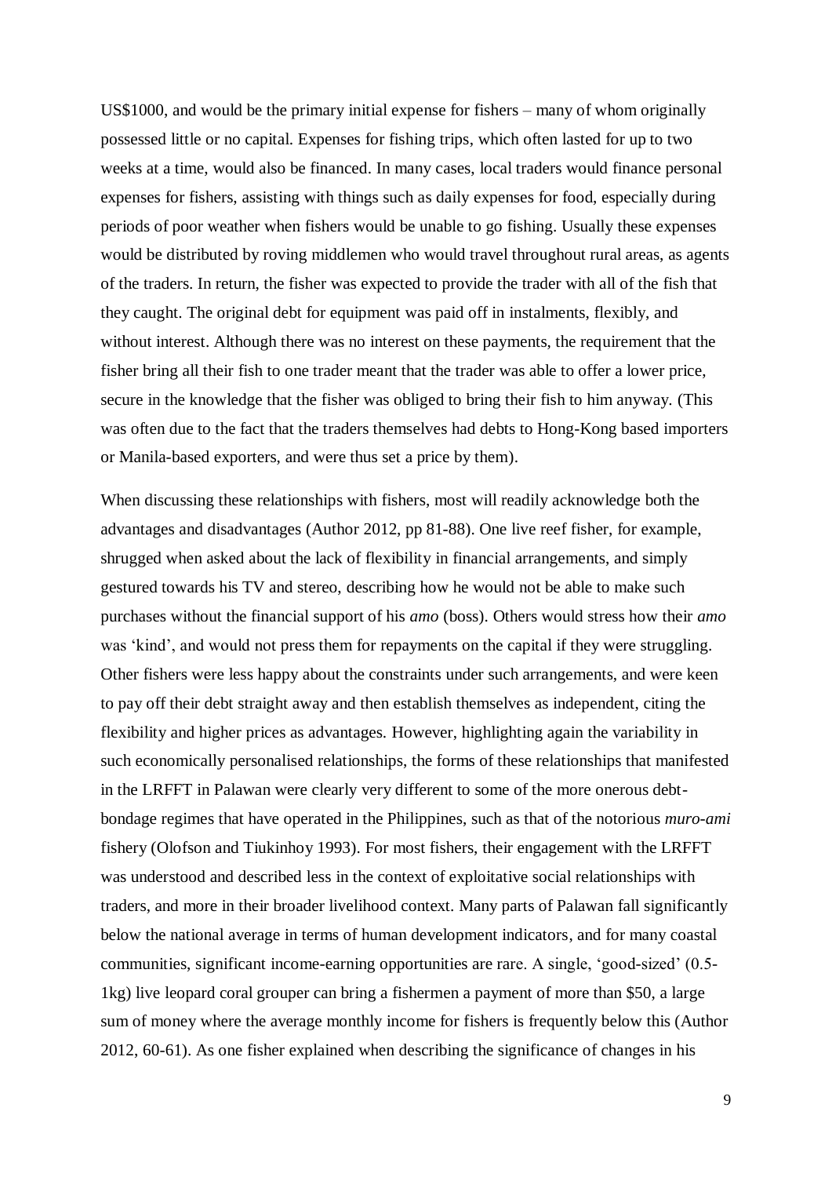US$1000, and would be the primary initial expense for fishers – many of whom originally possessed little or no capital. Expenses for fishing trips, which often lasted for up to two weeks at a time, would also be financed. In many cases, local traders would finance personal expenses for fishers, assisting with things such as daily expenses for food, especially during periods of poor weather when fishers would be unable to go fishing. Usually these expenses would be distributed by roving middlemen who would travel throughout rural areas, as agents of the traders. In return, the fisher was expected to provide the trader with all of the fish that they caught. The original debt for equipment was paid off in instalments, flexibly, and without interest. Although there was no interest on these payments, the requirement that the fisher bring all their fish to one trader meant that the trader was able to offer a lower price, secure in the knowledge that the fisher was obliged to bring their fish to him anyway. (This was often due to the fact that the traders themselves had debts to Hong-Kong based importers or Manila-based exporters, and were thus set a price by them).

When discussing these relationships with fishers, most will readily acknowledge both the advantages and disadvantages (Author 2012, pp 81-88). One live reef fisher, for example, shrugged when asked about the lack of flexibility in financial arrangements, and simply gestured towards his TV and stereo, describing how he would not be able to make such purchases without the financial support of his *amo* (boss). Others would stress how their *amo* was 'kind', and would not press them for repayments on the capital if they were struggling. Other fishers were less happy about the constraints under such arrangements, and were keen to pay off their debt straight away and then establish themselves as independent, citing the flexibility and higher prices as advantages. However, highlighting again the variability in such economically personalised relationships, the forms of these relationships that manifested in the LRFFT in Palawan were clearly very different to some of the more onerous debt-bondage regimes that have operated in the Philippines, such as that of the notorious *muro-ami* fishery (Olofson and Tiukinhoy 1993). For most fishers, their engagement with the LRFFT was understood and described less in the context of exploitative social relationships with traders, and more in their broader livelihood context. Many parts of Palawan fall significantly below the national average in terms of human development indicators, and for many coastal communities, significant income-earning opportunities are rare. A single, 'good-sized' (0.5-1kg) live leopard coral grouper can bring a fishermen a payment of more than $50, a large sum of money where the average monthly income for fishers is frequently below this (Author 2012, 60-61). As one fisher explained when describing the significance of changes in his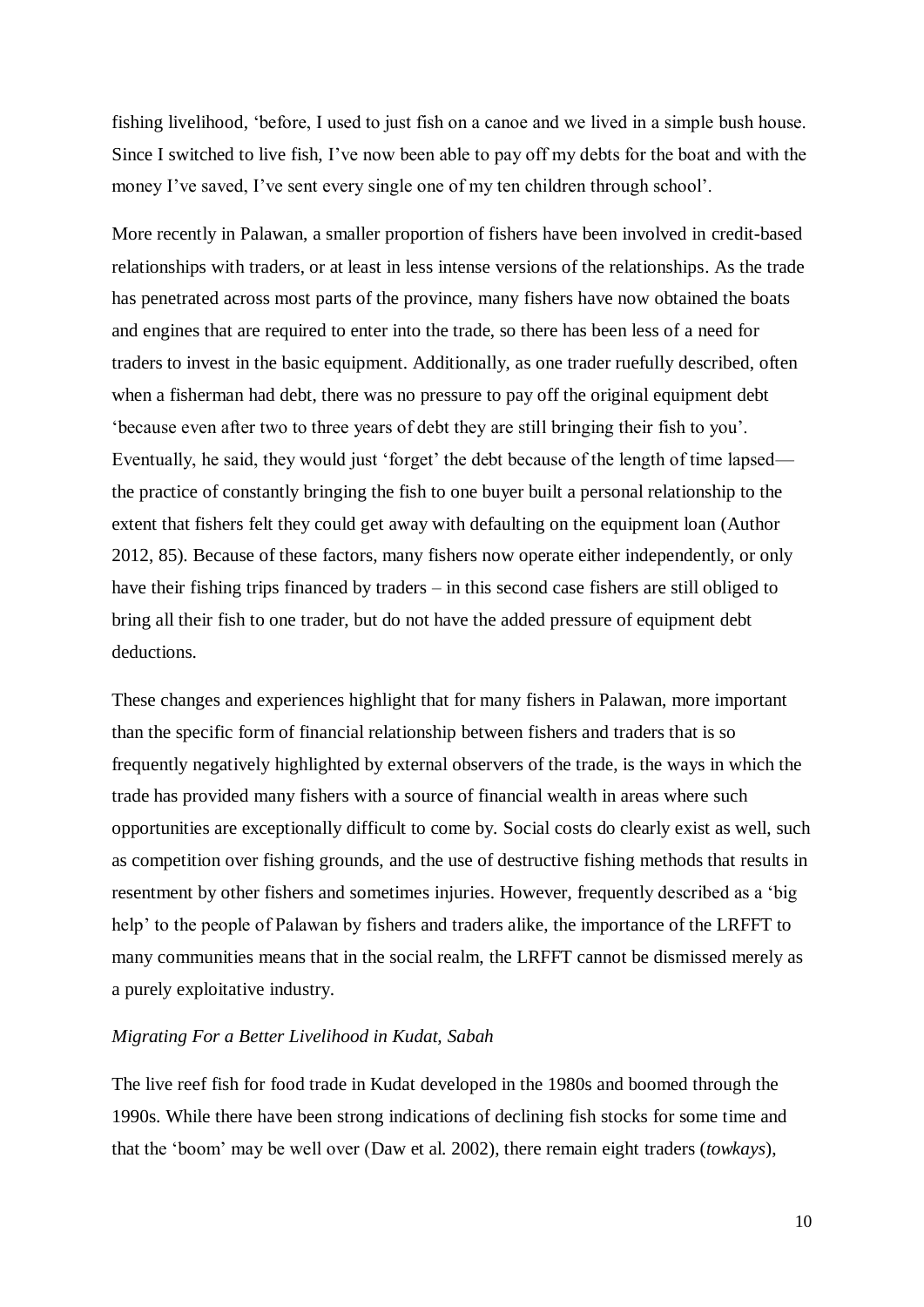fishing livelihood, 'before, I used to just fish on a canoe and we lived in a simple bush house. Since I switched to live fish, I've now been able to pay off my debts for the boat and with the money I've saved, I've sent every single one of my ten children through school'.

More recently in Palawan, a smaller proportion of fishers have been involved in credit-based relationships with traders, or at least in less intense versions of the relationships. As the trade has penetrated across most parts of the province, many fishers have now obtained the boats and engines that are required to enter into the trade, so there has been less of a need for traders to invest in the basic equipment. Additionally, as one trader ruefully described, often when a fisherman had debt, there was no pressure to pay off the original equipment debt 'because even after two to three years of debt they are still bringing their fish to you'. Eventually, he said, they would just 'forget' the debt because of the length of time lapsed—the practice of constantly bringing the fish to one buyer built a personal relationship to the extent that fishers felt they could get away with defaulting on the equipment loan (Author 2012, 85). Because of these factors, many fishers now operate either independently, or only have their fishing trips financed by traders – in this second case fishers are still obliged to bring all their fish to one trader, but do not have the added pressure of equipment debt deductions.

These changes and experiences highlight that for many fishers in Palawan, more important than the specific form of financial relationship between fishers and traders that is so frequently negatively highlighted by external observers of the trade, is the ways in which the trade has provided many fishers with a source of financial wealth in areas where such opportunities are exceptionally difficult to come by. Social costs do clearly exist as well, such as competition over fishing grounds, and the use of destructive fishing methods that results in resentment by other fishers and sometimes injuries. However, frequently described as a 'big help' to the people of Palawan by fishers and traders alike, the importance of the LRFFT to many communities means that in the social realm, the LRFFT cannot be dismissed merely as a purely exploitative industry.

### *Migrating For a Better Livelihood in Kudat, Sabah*

The live reef fish for food trade in Kudat developed in the 1980s and boomed through the 1990s. While there have been strong indications of declining fish stocks for some time and that the 'boom' may be well over (Daw et al. 2002), there remain eight traders (*towkays*),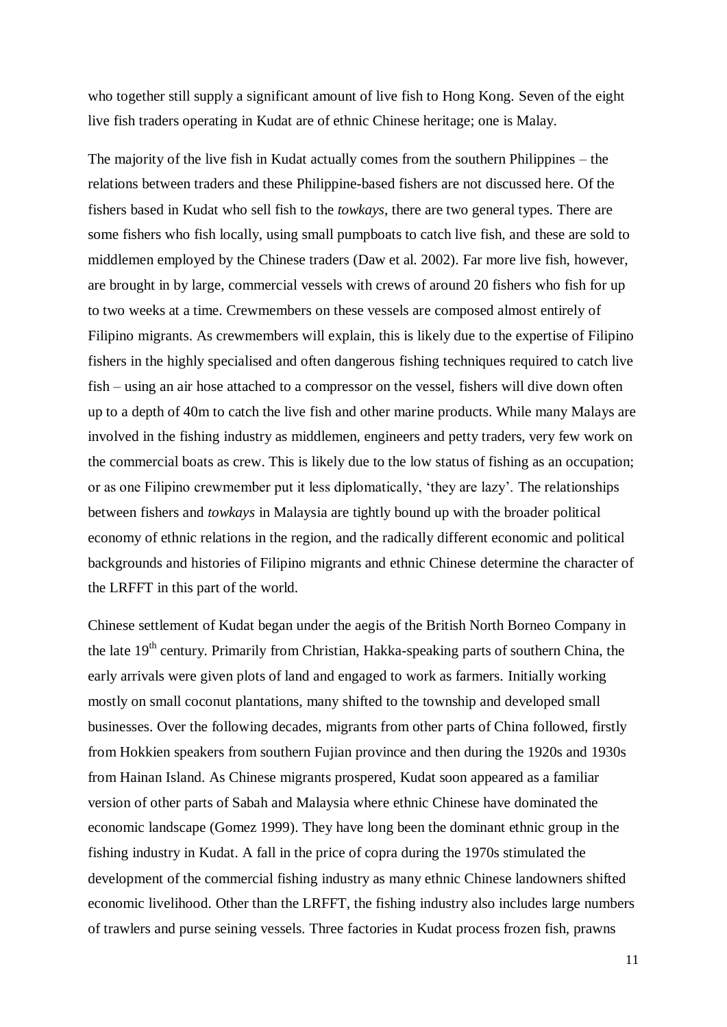who together still supply a significant amount of live fish to Hong Kong. Seven of the eight live fish traders operating in Kudat are of ethnic Chinese heritage; one is Malay.

The majority of the live fish in Kudat actually comes from the southern Philippines – the relations between traders and these Philippine-based fishers are not discussed here. Of the fishers based in Kudat who sell fish to the *towkays*, there are two general types. There are some fishers who fish locally, using small pumpboats to catch live fish, and these are sold to middlemen employed by the Chinese traders (Daw et al. 2002). Far more live fish, however, are brought in by large, commercial vessels with crews of around 20 fishers who fish for up to two weeks at a time. Crewmembers on these vessels are composed almost entirely of Filipino migrants. As crewmembers will explain, this is likely due to the expertise of Filipino fishers in the highly specialised and often dangerous fishing techniques required to catch live fish – using an air hose attached to a compressor on the vessel, fishers will dive down often up to a depth of 40m to catch the live fish and other marine products. While many Malays are involved in the fishing industry as middlemen, engineers and petty traders, very few work on the commercial boats as crew. This is likely due to the low status of fishing as an occupation; or as one Filipino crewmember put it less diplomatically, 'they are lazy'. The relationships between fishers and *towkays* in Malaysia are tightly bound up with the broader political economy of ethnic relations in the region, and the radically different economic and political backgrounds and histories of Filipino migrants and ethnic Chinese determine the character of the LRFFT in this part of the world.

Chinese settlement of Kudat began under the aegis of the British North Borneo Company in the late 19th century. Primarily from Christian, Hakka-speaking parts of southern China, the early arrivals were given plots of land and engaged to work as farmers. Initially working mostly on small coconut plantations, many shifted to the township and developed small businesses. Over the following decades, migrants from other parts of China followed, firstly from Hokkien speakers from southern Fujian province and then during the 1920s and 1930s from Hainan Island. As Chinese migrants prospered, Kudat soon appeared as a familiar version of other parts of Sabah and Malaysia where ethnic Chinese have dominated the economic landscape (Gomez 1999). They have long been the dominant ethnic group in the fishing industry in Kudat. A fall in the price of copra during the 1970s stimulated the development of the commercial fishing industry as many ethnic Chinese landowners shifted economic livelihood. Other than the LRFFT, the fishing industry also includes large numbers of trawlers and purse seining vessels. Three factories in Kudat process frozen fish, prawns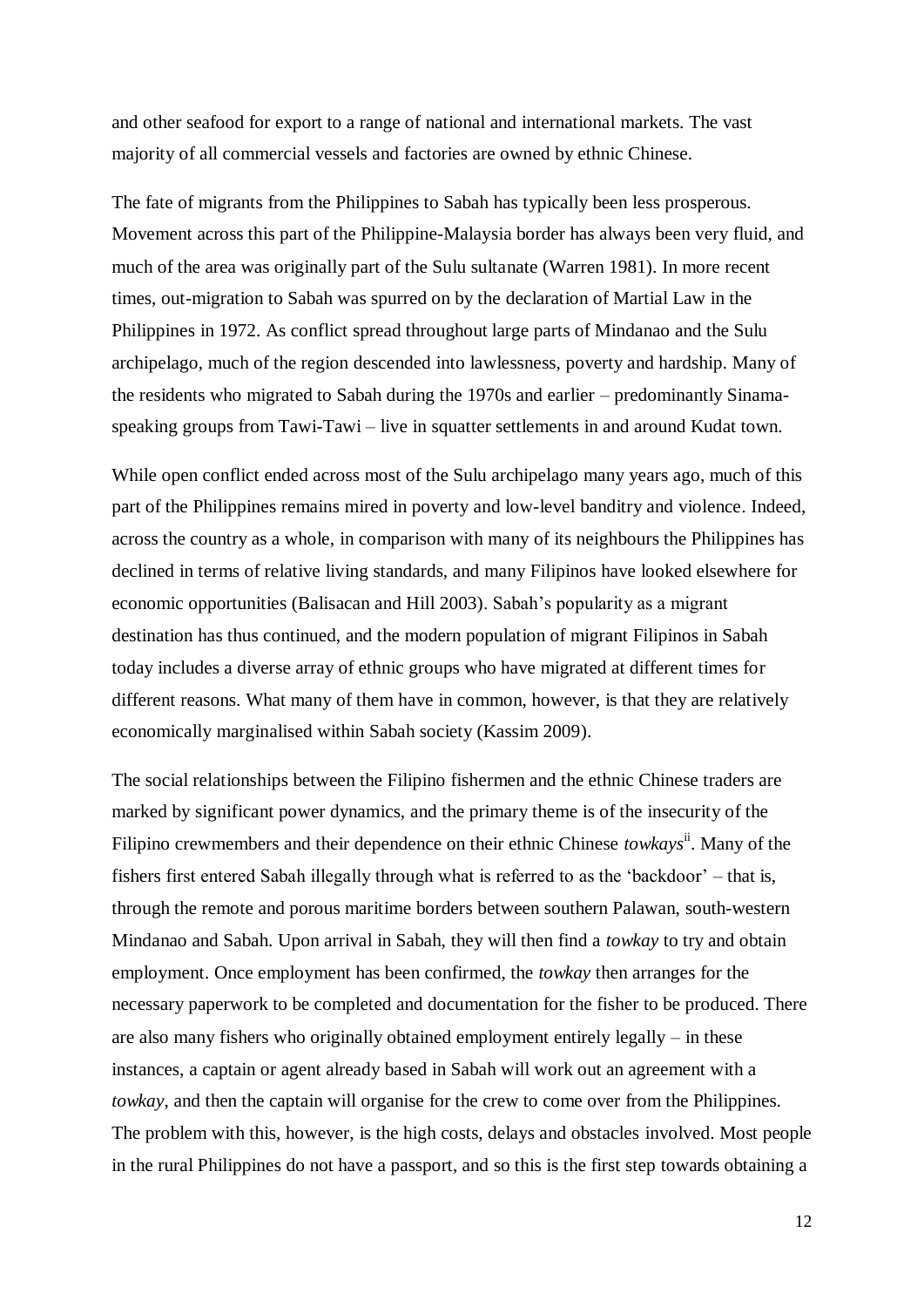and other seafood for export to a range of national and international markets. The vast majority of all commercial vessels and factories are owned by ethnic Chinese.

The fate of migrants from the Philippines to Sabah has typically been less prosperous. Movement across this part of the Philippine-Malaysia border has always been very fluid, and much of the area was originally part of the Sulu sultanate (Warren 1981). In more recent times, out-migration to Sabah was spurred on by the declaration of Martial Law in the Philippines in 1972. As conflict spread throughout large parts of Mindanao and the Sulu archipelago, much of the region descended into lawlessness, poverty and hardship. Many of the residents who migrated to Sabah during the 1970s and earlier – predominantly Sinama-speaking groups from Tawi-Tawi – live in squatter settlements in and around Kudat town.

While open conflict ended across most of the Sulu archipelago many years ago, much of this part of the Philippines remains mired in poverty and low-level banditry and violence. Indeed, across the country as a whole, in comparison with many of its neighbours the Philippines has declined in terms of relative living standards, and many Filipinos have looked elsewhere for economic opportunities (Balisacan and Hill 2003). Sabah's popularity as a migrant destination has thus continued, and the modern population of migrant Filipinos in Sabah today includes a diverse array of ethnic groups who have migrated at different times for different reasons. What many of them have in common, however, is that they are relatively economically marginalised within Sabah society (Kassim 2009).

The social relationships between the Filipino fishermen and the ethnic Chinese traders are marked by significant power dynamics, and the primary theme is of the insecurity of the Filipino crewmembers and their dependence on their ethnic Chinese *towkays*[ii]. Many of the fishers first entered Sabah illegally through what is referred to as the 'backdoor' – that is, through the remote and porous maritime borders between southern Palawan, south-western Mindanao and Sabah. Upon arrival in Sabah, they will then find a *towkay* to try and obtain employment. Once employment has been confirmed, the *towkay* then arranges for the necessary paperwork to be completed and documentation for the fisher to be produced. There are also many fishers who originally obtained employment entirely legally – in these instances, a captain or agent already based in Sabah will work out an agreement with a *towkay*, and then the captain will organise for the crew to come over from the Philippines. The problem with this, however, is the high costs, delays and obstacles involved. Most people in the rural Philippines do not have a passport, and so this is the first step towards obtaining a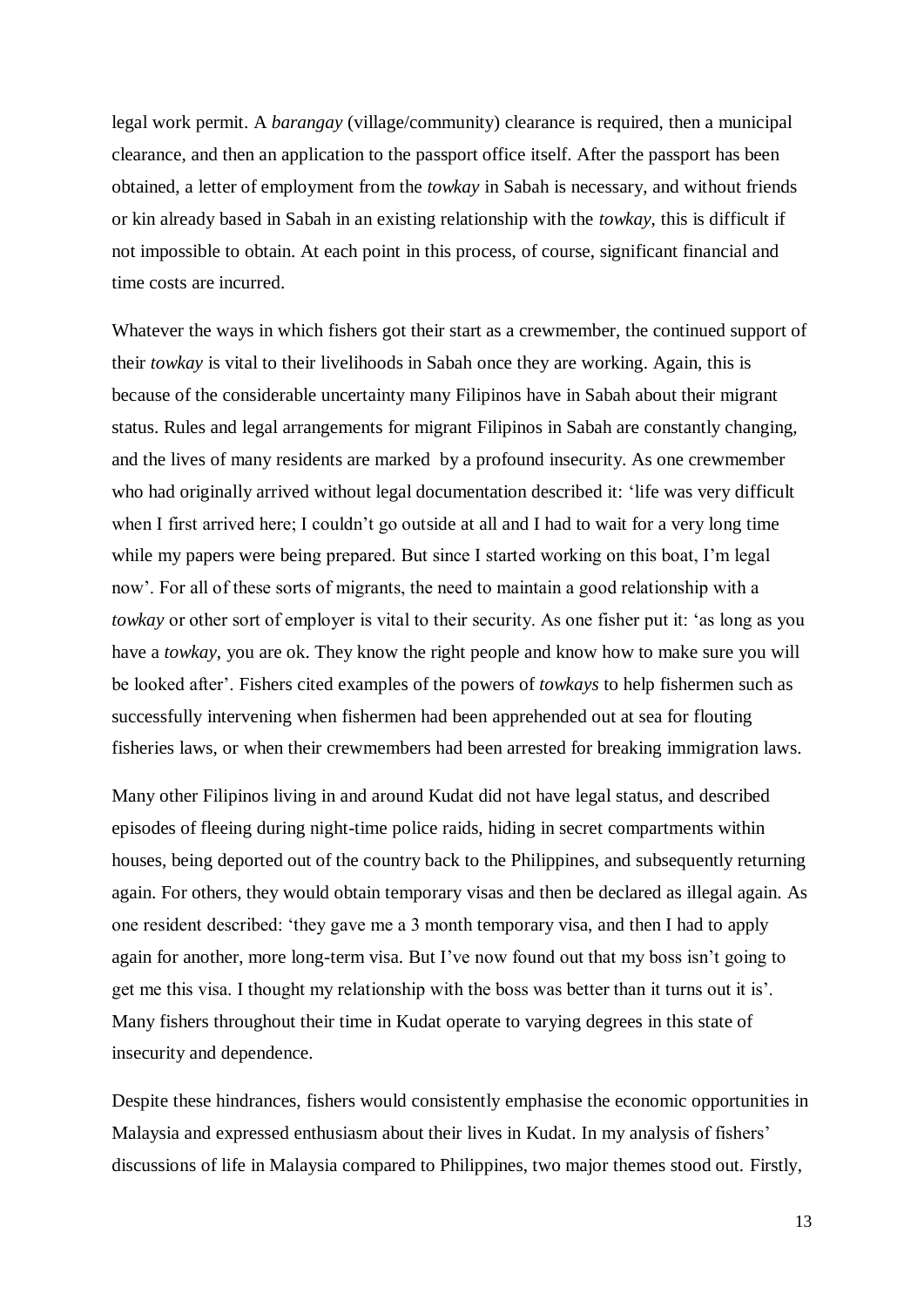legal work permit. A *barangay* (village/community) clearance is required, then a municipal clearance, and then an application to the passport office itself. After the passport has been obtained, a letter of employment from the *towkay* in Sabah is necessary, and without friends or kin already based in Sabah in an existing relationship with the *towkay*, this is difficult if not impossible to obtain. At each point in this process, of course, significant financial and time costs are incurred.

Whatever the ways in which fishers got their start as a crewmember, the continued support of their *towkay* is vital to their livelihoods in Sabah once they are working. Again, this is because of the considerable uncertainty many Filipinos have in Sabah about their migrant status. Rules and legal arrangements for migrant Filipinos in Sabah are constantly changing, and the lives of many residents are marked by a profound insecurity. As one crewmember who had originally arrived without legal documentation described it: 'life was very difficult when I first arrived here; I couldn't go outside at all and I had to wait for a very long time while my papers were being prepared. But since I started working on this boat, I'm legal now'. For all of these sorts of migrants, the need to maintain a good relationship with a *towkay* or other sort of employer is vital to their security. As one fisher put it: 'as long as you have a *towkay*, you are ok. They know the right people and know how to make sure you will be looked after'. Fishers cited examples of the powers of *towkays* to help fishermen such as successfully intervening when fishermen had been apprehended out at sea for flouting fisheries laws, or when their crewmembers had been arrested for breaking immigration laws.

Many other Filipinos living in and around Kudat did not have legal status, and described episodes of fleeing during night-time police raids, hiding in secret compartments within houses, being deported out of the country back to the Philippines, and subsequently returning again. For others, they would obtain temporary visas and then be declared as illegal again. As one resident described: 'they gave me a 3 month temporary visa, and then I had to apply again for another, more long-term visa. But I've now found out that my boss isn't going to get me this visa. I thought my relationship with the boss was better than it turns out it is'. Many fishers throughout their time in Kudat operate to varying degrees in this state of insecurity and dependence.

Despite these hindrances, fishers would consistently emphasise the economic opportunities in Malaysia and expressed enthusiasm about their lives in Kudat. In my analysis of fishers' discussions of life in Malaysia compared to Philippines, two major themes stood out. Firstly,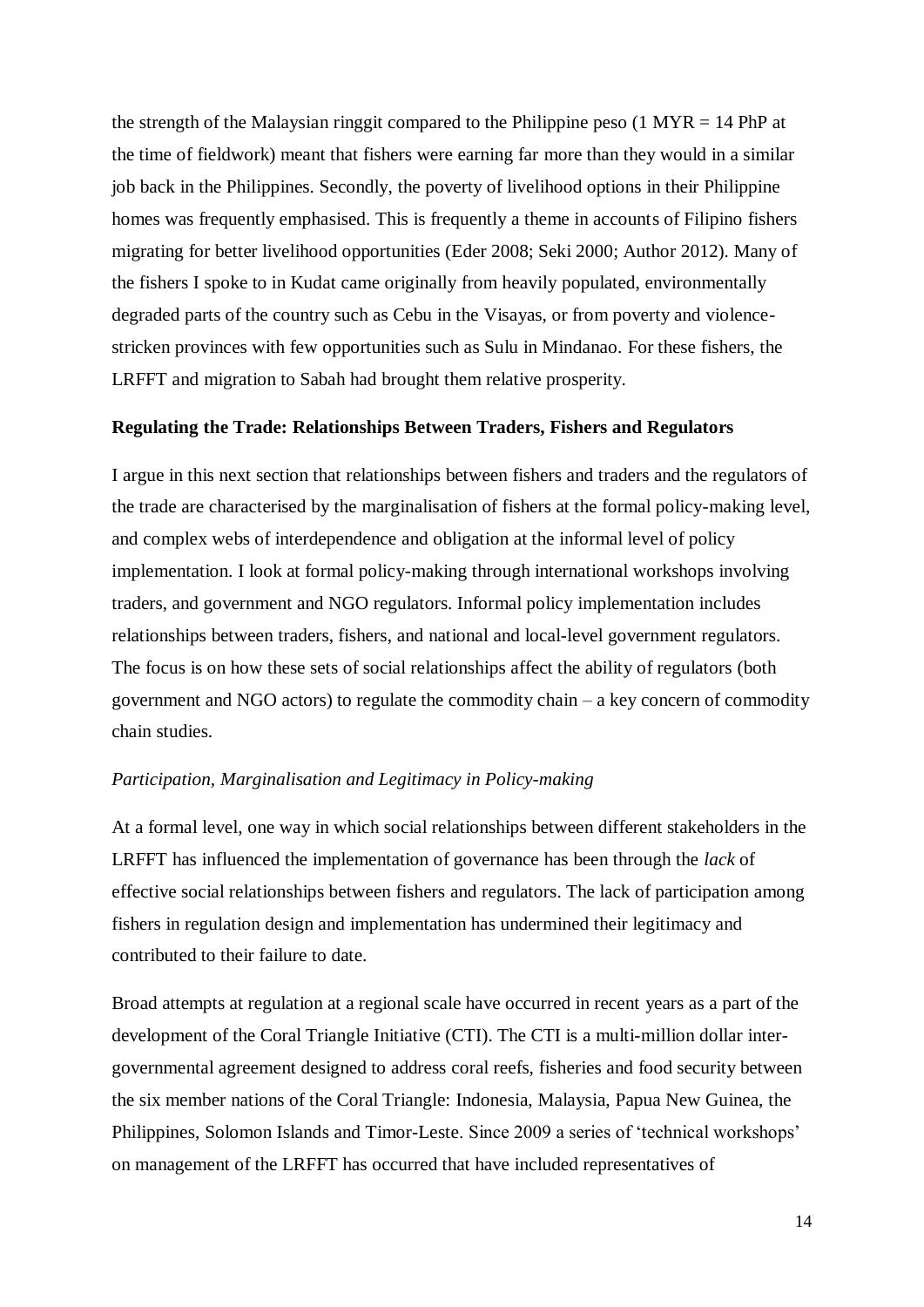the strength of the Malaysian ringgit compared to the Philippine peso (1 MYR = 14 PhP at the time of fieldwork) meant that fishers were earning far more than they would in a similar job back in the Philippines. Secondly, the poverty of livelihood options in their Philippine homes was frequently emphasised. This is frequently a theme in accounts of Filipino fishers migrating for better livelihood opportunities (Eder 2008; Seki 2000; Author 2012). Many of the fishers I spoke to in Kudat came originally from heavily populated, environmentally degraded parts of the country such as Cebu in the Visayas, or from poverty and violence-stricken provinces with few opportunities such as Sulu in Mindanao. For these fishers, the LRFFT and migration to Sabah had brought them relative prosperity.

## Regulating the Trade: Relationships Between Traders, Fishers and Regulators

I argue in this next section that relationships between fishers and traders and the regulators of the trade are characterised by the marginalisation of fishers at the formal policy-making level, and complex webs of interdependence and obligation at the informal level of policy implementation. I look at formal policy-making through international workshops involving traders, and government and NGO regulators. Informal policy implementation includes relationships between traders, fishers, and national and local-level government regulators. The focus is on how these sets of social relationships affect the ability of regulators (both government and NGO actors) to regulate the commodity chain – a key concern of commodity chain studies.

### *Participation, Marginalisation and Legitimacy in Policy-making*

At a formal level, one way in which social relationships between different stakeholders in the LRFFT has influenced the implementation of governance has been through the *lack* of effective social relationships between fishers and regulators. The lack of participation among fishers in regulation design and implementation has undermined their legitimacy and contributed to their failure to date.

Broad attempts at regulation at a regional scale have occurred in recent years as a part of the development of the Coral Triangle Initiative (CTI). The CTI is a multi-million dollar inter-governmental agreement designed to address coral reefs, fisheries and food security between the six member nations of the Coral Triangle: Indonesia, Malaysia, Papua New Guinea, the Philippines, Solomon Islands and Timor-Leste. Since 2009 a series of 'technical workshops' on management of the LRFFT has occurred that have included representatives of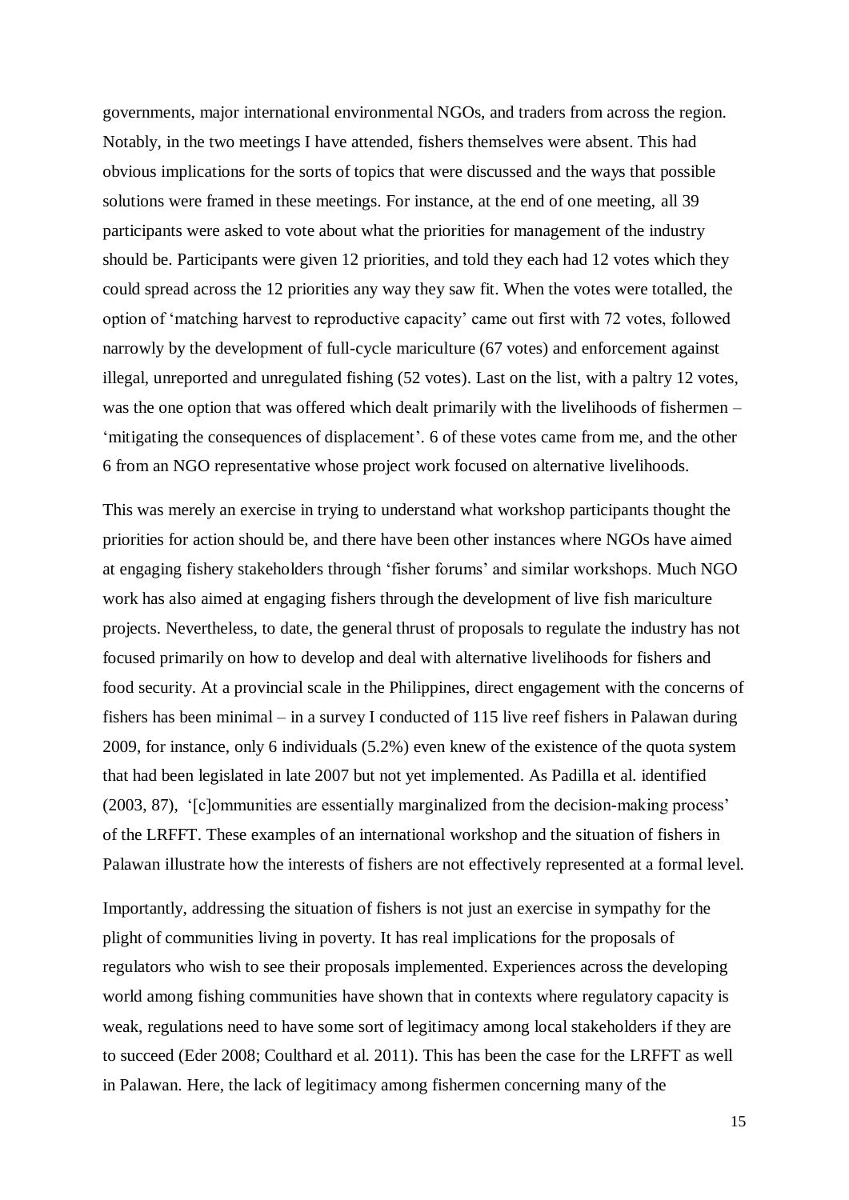governments, major international environmental NGOs, and traders from across the region. Notably, in the two meetings I have attended, fishers themselves were absent. This had obvious implications for the sorts of topics that were discussed and the ways that possible solutions were framed in these meetings. For instance, at the end of one meeting, all 39 participants were asked to vote about what the priorities for management of the industry should be. Participants were given 12 priorities, and told they each had 12 votes which they could spread across the 12 priorities any way they saw fit. When the votes were totalled, the option of 'matching harvest to reproductive capacity' came out first with 72 votes, followed narrowly by the development of full-cycle mariculture (67 votes) and enforcement against illegal, unreported and unregulated fishing (52 votes). Last on the list, with a paltry 12 votes, was the one option that was offered which dealt primarily with the livelihoods of fishermen – 'mitigating the consequences of displacement'. 6 of these votes came from me, and the other 6 from an NGO representative whose project work focused on alternative livelihoods.

This was merely an exercise in trying to understand what workshop participants thought the priorities for action should be, and there have been other instances where NGOs have aimed at engaging fishery stakeholders through 'fisher forums' and similar workshops. Much NGO work has also aimed at engaging fishers through the development of live fish mariculture projects. Nevertheless, to date, the general thrust of proposals to regulate the industry has not focused primarily on how to develop and deal with alternative livelihoods for fishers and food security. At a provincial scale in the Philippines, direct engagement with the concerns of fishers has been minimal – in a survey I conducted of 115 live reef fishers in Palawan during 2009, for instance, only 6 individuals (5.2%) even knew of the existence of the quota system that had been legislated in late 2007 but not yet implemented. As Padilla et al. identified (2003, 87), '[c]ommunities are essentially marginalized from the decision-making process' of the LRFFT. These examples of an international workshop and the situation of fishers in Palawan illustrate how the interests of fishers are not effectively represented at a formal level.

Importantly, addressing the situation of fishers is not just an exercise in sympathy for the plight of communities living in poverty. It has real implications for the proposals of regulators who wish to see their proposals implemented. Experiences across the developing world among fishing communities have shown that in contexts where regulatory capacity is weak, regulations need to have some sort of legitimacy among local stakeholders if they are to succeed (Eder 2008; Coulthard et al. 2011). This has been the case for the LRFFT as well in Palawan. Here, the lack of legitimacy among fishermen concerning many of the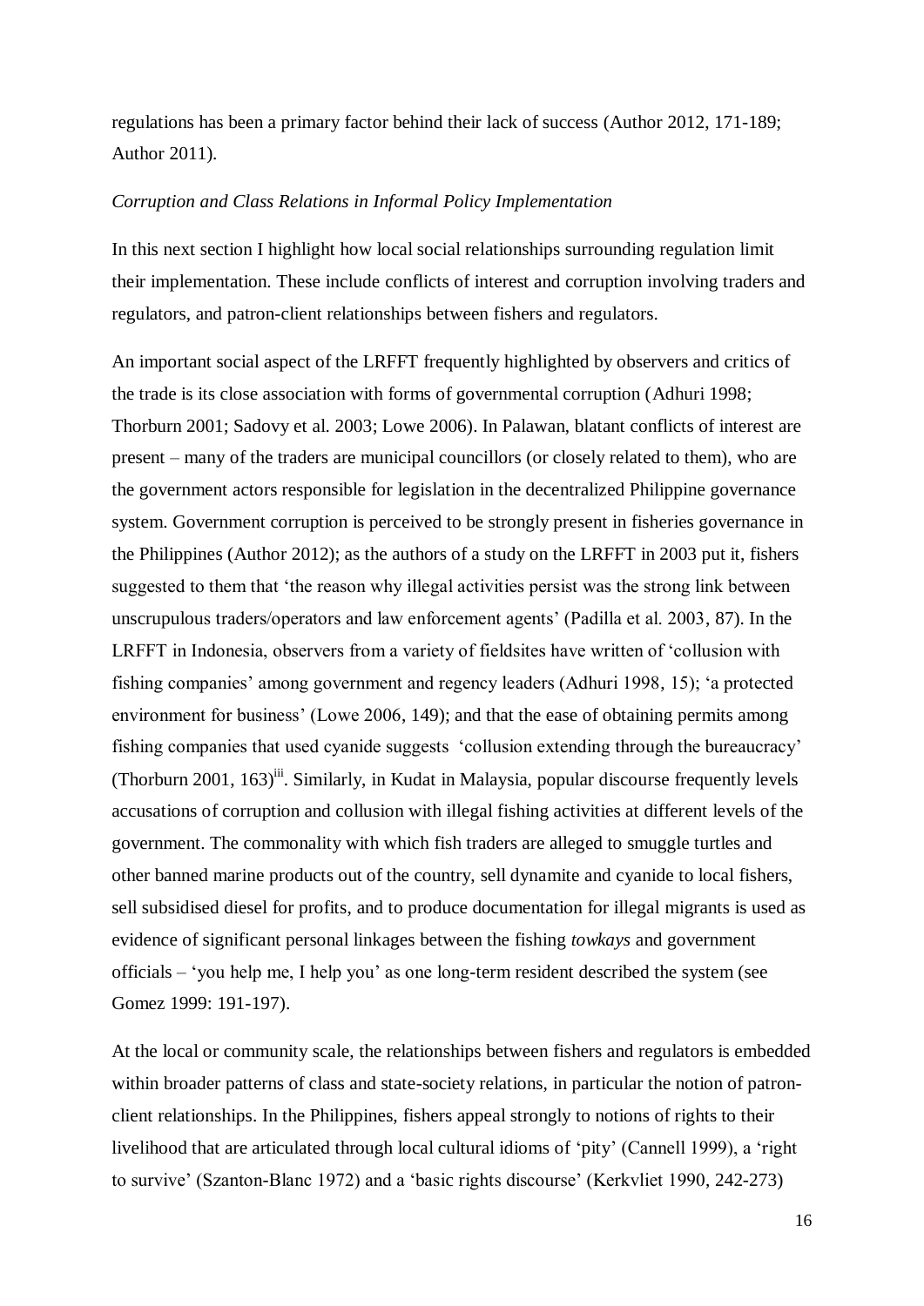regulations has been a primary factor behind their lack of success (Author 2012, 171-189; Author 2011).

*Corruption and Class Relations in Informal Policy Implementation*

In this next section I highlight how local social relationships surrounding regulation limit their implementation. These include conflicts of interest and corruption involving traders and regulators, and patron-client relationships between fishers and regulators.

An important social aspect of the LRFFT frequently highlighted by observers and critics of the trade is its close association with forms of governmental corruption (Adhuri 1998; Thorburn 2001; Sadovy et al. 2003; Lowe 2006). In Palawan, blatant conflicts of interest are present – many of the traders are municipal councillors (or closely related to them), who are the government actors responsible for legislation in the decentralized Philippine governance system. Government corruption is perceived to be strongly present in fisheries governance in the Philippines (Author 2012); as the authors of a study on the LRFFT in 2003 put it, fishers suggested to them that 'the reason why illegal activities persist was the strong link between unscrupulous traders/operators and law enforcement agents' (Padilla et al. 2003, 87). In the LRFFT in Indonesia, observers from a variety of fieldsites have written of 'collusion with fishing companies' among government and regency leaders (Adhuri 1998, 15); 'a protected environment for business' (Lowe 2006, 149); and that the ease of obtaining permits among fishing companies that used cyanide suggests 'collusion extending through the bureaucracy' (Thorburn 2001, 163)[iii]. Similarly, in Kudat in Malaysia, popular discourse frequently levels accusations of corruption and collusion with illegal fishing activities at different levels of the government. The commonality with which fish traders are alleged to smuggle turtles and other banned marine products out of the country, sell dynamite and cyanide to local fishers, sell subsidised diesel for profits, and to produce documentation for illegal migrants is used as evidence of significant personal linkages between the fishing *towkays* and government officials – 'you help me, I help you' as one long-term resident described the system (see Gomez 1999: 191-197).

At the local or community scale, the relationships between fishers and regulators is embedded within broader patterns of class and state-society relations, in particular the notion of patron-client relationships. In the Philippines, fishers appeal strongly to notions of rights to their livelihood that are articulated through local cultural idioms of 'pity' (Cannell 1999), a 'right to survive' (Szanton-Blanc 1972) and a 'basic rights discourse' (Kerkvliet 1990, 242-273)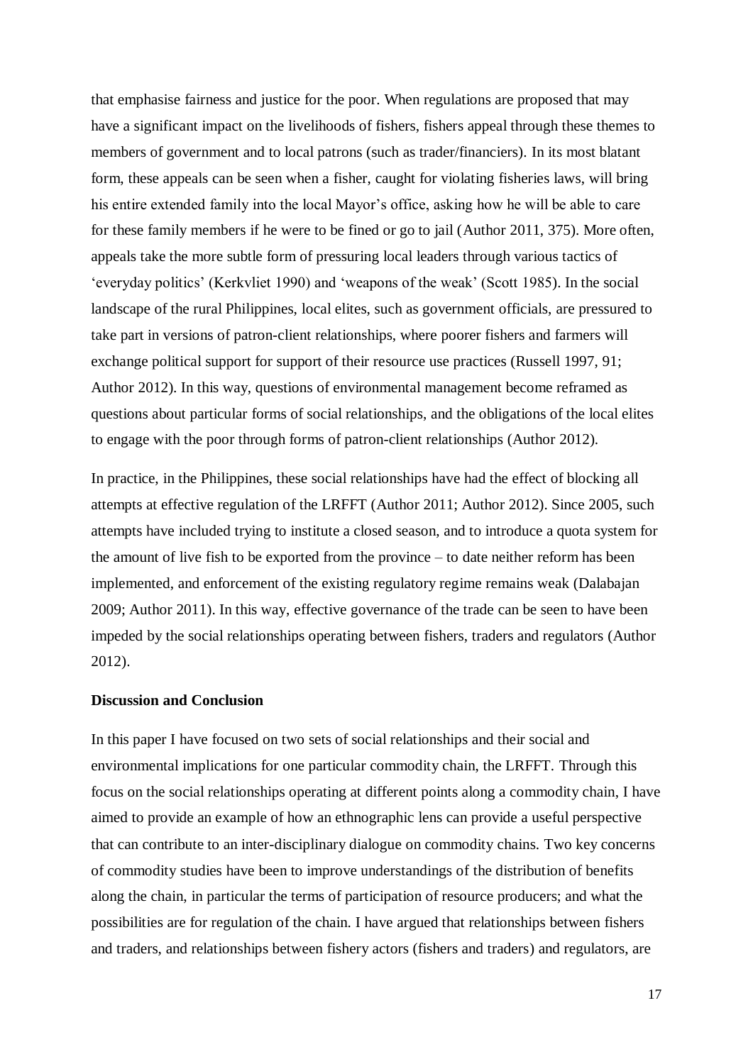that emphasise fairness and justice for the poor. When regulations are proposed that may have a significant impact on the livelihoods of fishers, fishers appeal through these themes to members of government and to local patrons (such as trader/financiers). In its most blatant form, these appeals can be seen when a fisher, caught for violating fisheries laws, will bring his entire extended family into the local Mayor's office, asking how he will be able to care for these family members if he were to be fined or go to jail (Author 2011, 375). More often, appeals take the more subtle form of pressuring local leaders through various tactics of 'everyday politics' (Kerkvliet 1990) and 'weapons of the weak' (Scott 1985). In the social landscape of the rural Philippines, local elites, such as government officials, are pressured to take part in versions of patron-client relationships, where poorer fishers and farmers will exchange political support for support of their resource use practices (Russell 1997, 91; Author 2012). In this way, questions of environmental management become reframed as questions about particular forms of social relationships, and the obligations of the local elites to engage with the poor through forms of patron-client relationships (Author 2012).

In practice, in the Philippines, these social relationships have had the effect of blocking all attempts at effective regulation of the LRFFT (Author 2011; Author 2012). Since 2005, such attempts have included trying to institute a closed season, and to introduce a quota system for the amount of live fish to be exported from the province – to date neither reform has been implemented, and enforcement of the existing regulatory regime remains weak (Dalabajan 2009; Author 2011). In this way, effective governance of the trade can be seen to have been impeded by the social relationships operating between fishers, traders and regulators (Author 2012).

**Discussion and Conclusion**

In this paper I have focused on two sets of social relationships and their social and environmental implications for one particular commodity chain, the LRFFT. Through this focus on the social relationships operating at different points along a commodity chain, I have aimed to provide an example of how an ethnographic lens can provide a useful perspective that can contribute to an inter-disciplinary dialogue on commodity chains. Two key concerns of commodity studies have been to improve understandings of the distribution of benefits along the chain, in particular the terms of participation of resource producers; and what the possibilities are for regulation of the chain. I have argued that relationships between fishers and traders, and relationships between fishery actors (fishers and traders) and regulators, are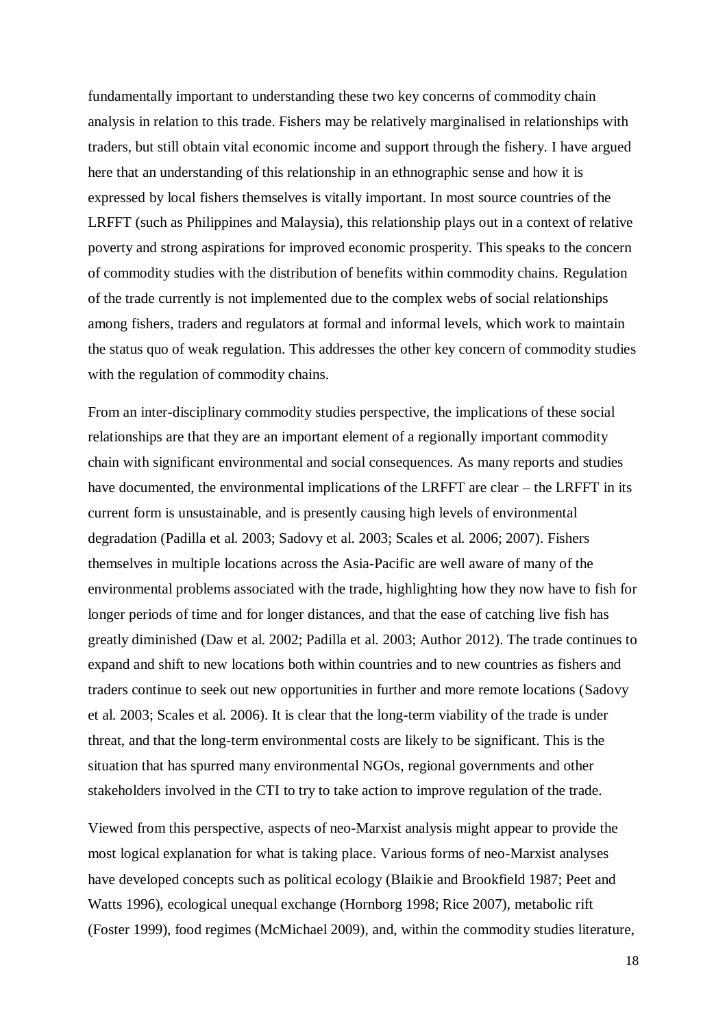fundamentally important to understanding these two key concerns of commodity chain analysis in relation to this trade. Fishers may be relatively marginalised in relationships with traders, but still obtain vital economic income and support through the fishery. I have argued here that an understanding of this relationship in an ethnographic sense and how it is expressed by local fishers themselves is vitally important. In most source countries of the LRFFT (such as Philippines and Malaysia), this relationship plays out in a context of relative poverty and strong aspirations for improved economic prosperity. This speaks to the concern of commodity studies with the distribution of benefits within commodity chains. Regulation of the trade currently is not implemented due to the complex webs of social relationships among fishers, traders and regulators at formal and informal levels, which work to maintain the status quo of weak regulation. This addresses the other key concern of commodity studies with the regulation of commodity chains.

From an inter-disciplinary commodity studies perspective, the implications of these social relationships are that they are an important element of a regionally important commodity chain with significant environmental and social consequences. As many reports and studies have documented, the environmental implications of the LRFFT are clear – the LRFFT in its current form is unsustainable, and is presently causing high levels of environmental degradation (Padilla et al. 2003; Sadovy et al. 2003; Scales et al. 2006; 2007). Fishers themselves in multiple locations across the Asia-Pacific are well aware of many of the environmental problems associated with the trade, highlighting how they now have to fish for longer periods of time and for longer distances, and that the ease of catching live fish has greatly diminished (Daw et al. 2002; Padilla et al. 2003; Author 2012). The trade continues to expand and shift to new locations both within countries and to new countries as fishers and traders continue to seek out new opportunities in further and more remote locations (Sadovy et al. 2003; Scales et al. 2006). It is clear that the long-term viability of the trade is under threat, and that the long-term environmental costs are likely to be significant. This is the situation that has spurred many environmental NGOs, regional governments and other stakeholders involved in the CTI to try to take action to improve regulation of the trade.

Viewed from this perspective, aspects of neo-Marxist analysis might appear to provide the most logical explanation for what is taking place. Various forms of neo-Marxist analyses have developed concepts such as political ecology (Blaikie and Brookfield 1987; Peet and Watts 1996), ecological unequal exchange (Hornborg 1998; Rice 2007), metabolic rift (Foster 1999), food regimes (McMichael 2009), and, within the commodity studies literature,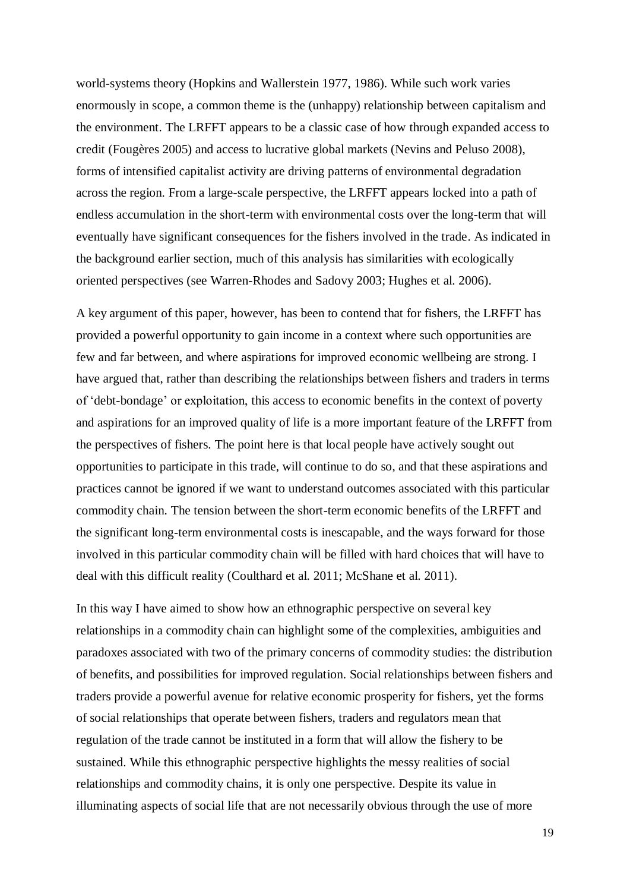world-systems theory (Hopkins and Wallerstein 1977, 1986). While such work varies enormously in scope, a common theme is the (unhappy) relationship between capitalism and the environment. The LRFFT appears to be a classic case of how through expanded access to credit (Fougères 2005) and access to lucrative global markets (Nevins and Peluso 2008), forms of intensified capitalist activity are driving patterns of environmental degradation across the region. From a large-scale perspective, the LRFFT appears locked into a path of endless accumulation in the short-term with environmental costs over the long-term that will eventually have significant consequences for the fishers involved in the trade. As indicated in the background earlier section, much of this analysis has similarities with ecologically oriented perspectives (see Warren-Rhodes and Sadovy 2003; Hughes et al. 2006).

A key argument of this paper, however, has been to contend that for fishers, the LRFFT has provided a powerful opportunity to gain income in a context where such opportunities are few and far between, and where aspirations for improved economic wellbeing are strong. I have argued that, rather than describing the relationships between fishers and traders in terms of 'debt-bondage' or exploitation, this access to economic benefits in the context of poverty and aspirations for an improved quality of life is a more important feature of the LRFFT from the perspectives of fishers. The point here is that local people have actively sought out opportunities to participate in this trade, will continue to do so, and that these aspirations and practices cannot be ignored if we want to understand outcomes associated with this particular commodity chain. The tension between the short-term economic benefits of the LRFFT and the significant long-term environmental costs is inescapable, and the ways forward for those involved in this particular commodity chain will be filled with hard choices that will have to deal with this difficult reality (Coulthard et al. 2011; McShane et al. 2011).

In this way I have aimed to show how an ethnographic perspective on several key relationships in a commodity chain can highlight some of the complexities, ambiguities and paradoxes associated with two of the primary concerns of commodity studies: the distribution of benefits, and possibilities for improved regulation. Social relationships between fishers and traders provide a powerful avenue for relative economic prosperity for fishers, yet the forms of social relationships that operate between fishers, traders and regulators mean that regulation of the trade cannot be instituted in a form that will allow the fishery to be sustained. While this ethnographic perspective highlights the messy realities of social relationships and commodity chains, it is only one perspective. Despite its value in illuminating aspects of social life that are not necessarily obvious through the use of more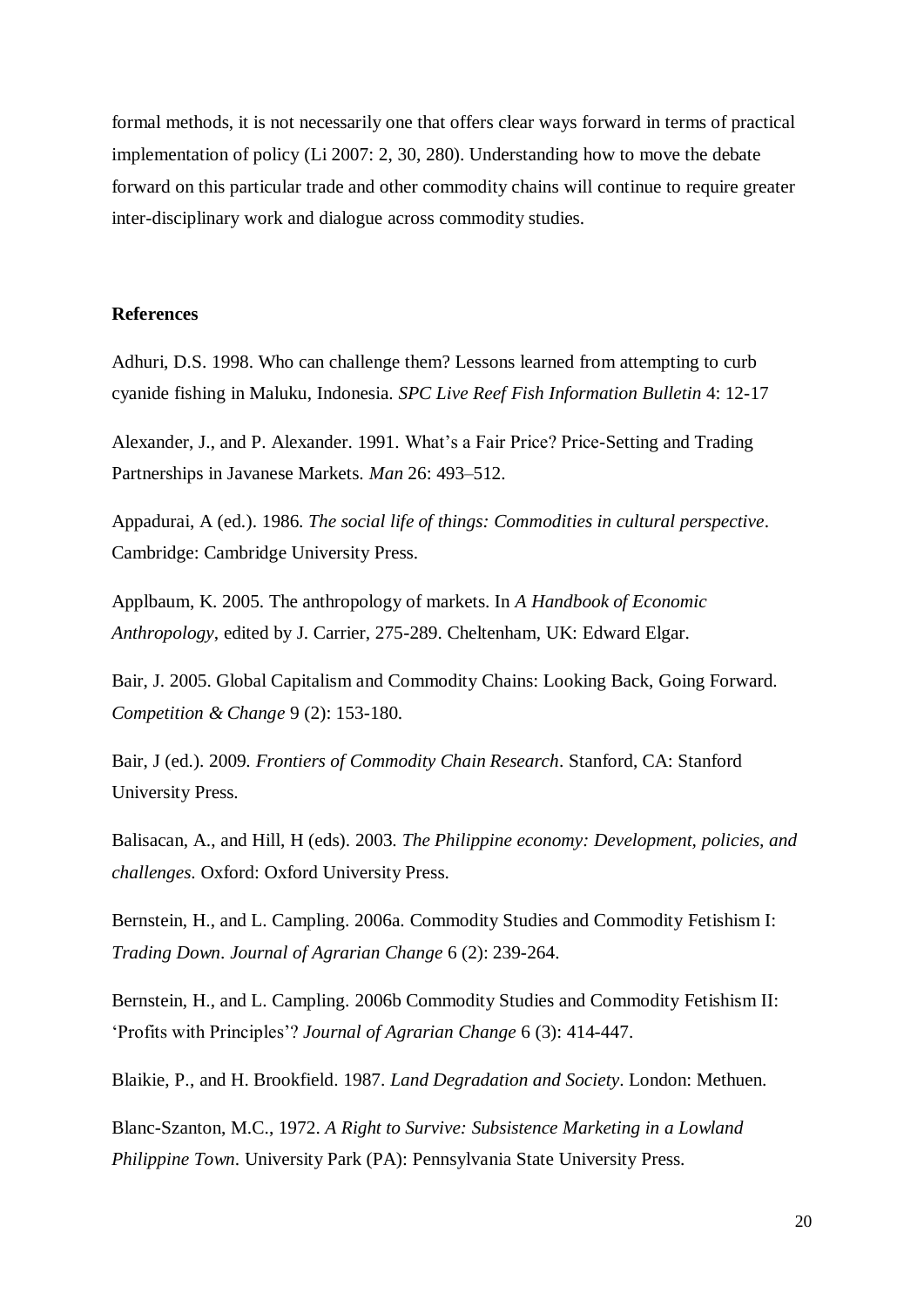formal methods, it is not necessarily one that offers clear ways forward in terms of practical implementation of policy (Li 2007: 2, 30, 280). Understanding how to move the debate forward on this particular trade and other commodity chains will continue to require greater inter-disciplinary work and dialogue across commodity studies.

**References**

Adhuri, D.S. 1998. Who can challenge them? Lessons learned from attempting to curb cyanide fishing in Maluku, Indonesia. *SPC Live Reef Fish Information Bulletin* 4: 12-17

Alexander, J., and P. Alexander. 1991. What's a Fair Price? Price-Setting and Trading Partnerships in Javanese Markets. *Man* 26: 493–512.

Appadurai, A (ed.). 1986. *The social life of things: Commodities in cultural perspective*. Cambridge: Cambridge University Press.

Applbaum, K. 2005. The anthropology of markets. In *A Handbook of Economic Anthropology*, edited by J. Carrier, 275-289. Cheltenham, UK: Edward Elgar.

Bair, J. 2005. Global Capitalism and Commodity Chains: Looking Back, Going Forward. *Competition & Change* 9 (2): 153-180.

Bair, J (ed.). 2009. *Frontiers of Commodity Chain Research*. Stanford, CA: Stanford University Press.

Balisacan, A., and Hill, H (eds). 2003. *The Philippine economy: Development, policies, and challenges*. Oxford: Oxford University Press.

Bernstein, H., and L. Campling. 2006a. Commodity Studies and Commodity Fetishism I: *Trading Down*. *Journal of Agrarian Change* 6 (2): 239-264.

Bernstein, H., and L. Campling. 2006b Commodity Studies and Commodity Fetishism II: 'Profits with Principles'? *Journal of Agrarian Change* 6 (3): 414-447.

Blaikie, P., and H. Brookfield. 1987. *Land Degradation and Society*. London: Methuen.

Blanc-Szanton, M.C., 1972. *A Right to Survive: Subsistence Marketing in a Lowland Philippine Town*. University Park (PA): Pennsylvania State University Press.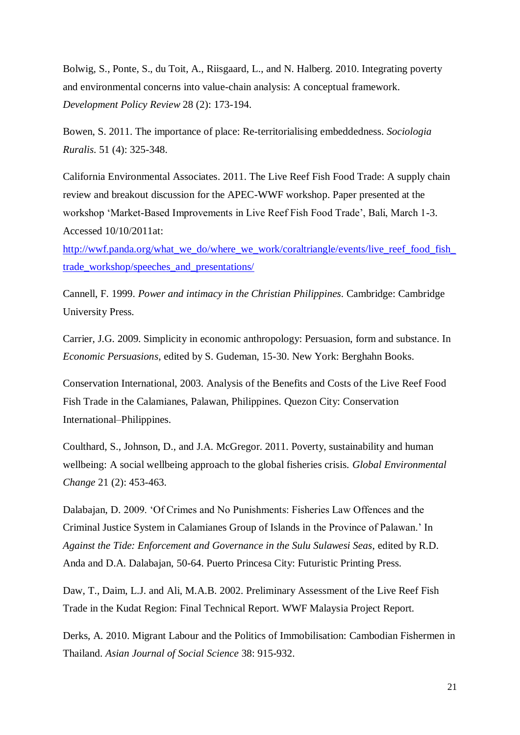Bolwig, S., Ponte, S., du Toit, A., Riisgaard, L., and N. Halberg. 2010. Integrating poverty and environmental concerns into value-chain analysis: A conceptual framework. *Development Policy Review* 28 (2): 173-194.

Bowen, S. 2011. The importance of place: Re-territorialising embeddedness. *Sociologia Ruralis*. 51 (4): 325-348.

California Environmental Associates. 2011. The Live Reef Fish Food Trade: A supply chain review and breakout discussion for the APEC-WWF workshop. Paper presented at the workshop 'Market-Based Improvements in Live Reef Fish Food Trade', Bali, March 1-3. Accessed 10/10/2011at: [http://wwf.panda.org/what_we_do/where_we_work/coraltriangle/events/live_reef_food_fish_trade_workshop/speeches_and_presentations/](http://wwf.panda.org/what_we_do/where_we_work/coraltriangle/events/live_reef_food_fish_trade_workshop/speeches_and_presentations/)

Cannell, F. 1999. *Power and intimacy in the Christian Philippines*. Cambridge: Cambridge University Press.

Carrier, J.G. 2009. Simplicity in economic anthropology: Persuasion, form and substance. In *Economic Persuasions*, edited by S. Gudeman, 15-30. New York: Berghahn Books.

Conservation International, 2003. Analysis of the Benefits and Costs of the Live Reef Food Fish Trade in the Calamianes, Palawan, Philippines. Quezon City: Conservation International–Philippines.

Coulthard, S., Johnson, D., and J.A. McGregor. 2011. Poverty, sustainability and human wellbeing: A social wellbeing approach to the global fisheries crisis. *Global Environmental Change* 21 (2): 453-463.

Dalabajan, D. 2009. 'Of Crimes and No Punishments: Fisheries Law Offences and the Criminal Justice System in Calamianes Group of Islands in the Province of Palawan.' In *Against the Tide: Enforcement and Governance in the Sulu Sulawesi Seas*, edited by R.D. Anda and D.A. Dalabajan, 50-64. Puerto Princesa City: Futuristic Printing Press.

Daw, T., Daim, L.J. and Ali, M.A.B. 2002. Preliminary Assessment of the Live Reef Fish Trade in the Kudat Region: Final Technical Report. WWF Malaysia Project Report.

Derks, A. 2010. Migrant Labour and the Politics of Immobilisation: Cambodian Fishermen in Thailand. *Asian Journal of Social Science* 38: 915-932.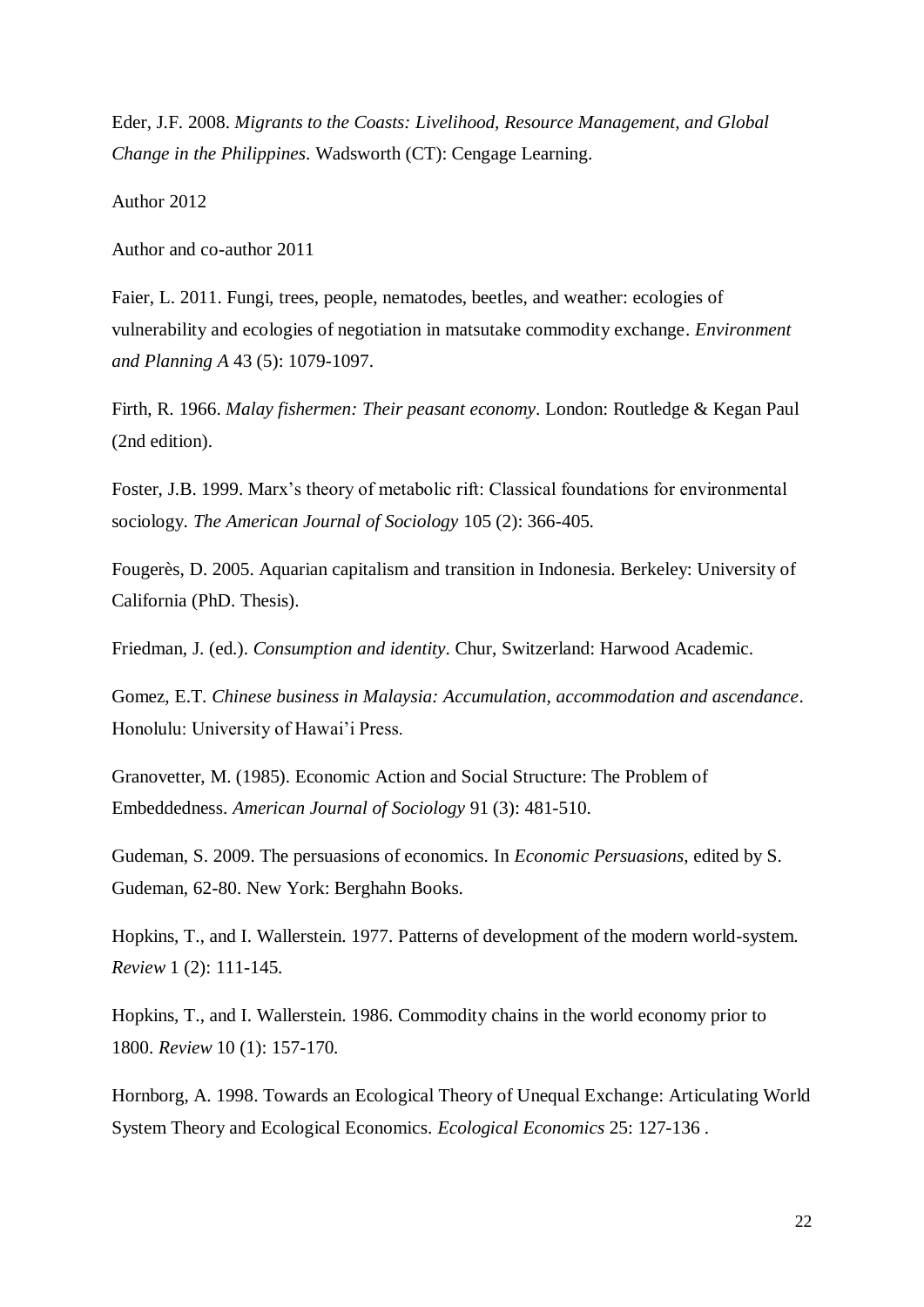Eder, J.F. 2008. *Migrants to the Coasts: Livelihood, Resource Management, and Global Change in the Philippines*. Wadsworth (CT): Cengage Learning.

Author 2012

Author and co-author 2011

Faier, L. 2011. Fungi, trees, people, nematodes, beetles, and weather: ecologies of vulnerability and ecologies of negotiation in matsutake commodity exchange. *Environment and Planning A* 43 (5): 1079-1097.

Firth, R. 1966. *Malay fishermen: Their peasant economy*. London: Routledge & Kegan Paul (2nd edition).

Foster, J.B. 1999. Marx's theory of metabolic rift: Classical foundations for environmental sociology. *The American Journal of Sociology* 105 (2): 366-405.

Fougerès, D. 2005. Aquarian capitalism and transition in Indonesia. Berkeley: University of California (PhD. Thesis).

Friedman, J. (ed.). *Consumption and identity*. Chur, Switzerland: Harwood Academic.

Gomez, E.T. *Chinese business in Malaysia: Accumulation, accommodation and ascendance*. Honolulu: University of Hawai'i Press.

Granovetter, M. (1985). Economic Action and Social Structure: The Problem of Embeddedness. *American Journal of Sociology* 91 (3): 481-510.

Gudeman, S. 2009. The persuasions of economics. In *Economic Persuasions*, edited by S. Gudeman, 62-80. New York: Berghahn Books.

Hopkins, T., and I. Wallerstein. 1977. Patterns of development of the modern world-system. *Review* 1 (2): 111-145.

Hopkins, T., and I. Wallerstein. 1986. Commodity chains in the world economy prior to 1800. *Review* 10 (1): 157-170.

Hornborg, A. 1998. Towards an Ecological Theory of Unequal Exchange: Articulating World System Theory and Ecological Economics. *Ecological Economics* 25: 127-136 .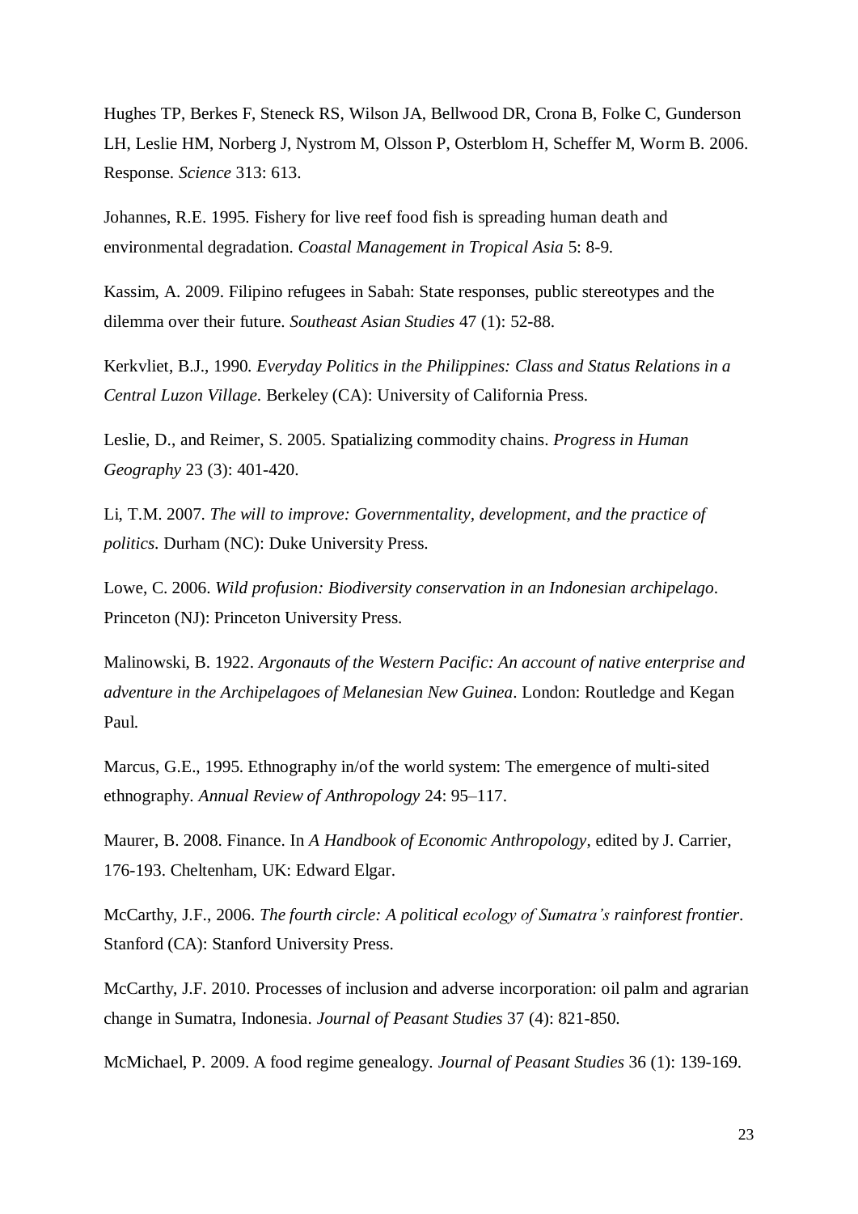Hughes TP, Berkes F, Steneck RS, Wilson JA, Bellwood DR, Crona B, Folke C, Gunderson LH, Leslie HM, Norberg J, Nystrom M, Olsson P, Osterblom H, Scheffer M, Worm B. 2006. Response. *Science* 313: 613.

Johannes, R.E. 1995. Fishery for live reef food fish is spreading human death and environmental degradation. *Coastal Management in Tropical Asia* 5: 8-9.

Kassim, A. 2009. Filipino refugees in Sabah: State responses, public stereotypes and the dilemma over their future. *Southeast Asian Studies* 47 (1): 52-88.

Kerkvliet, B.J., 1990. *Everyday Politics in the Philippines: Class and Status Relations in a Central Luzon Village*. Berkeley (CA): University of California Press.

Leslie, D., and Reimer, S. 2005. Spatializing commodity chains. *Progress in Human Geography* 23 (3): 401-420.

Li, T.M. 2007. *The will to improve: Governmentality, development, and the practice of politics*. Durham (NC): Duke University Press.

Lowe, C. 2006. *Wild profusion: Biodiversity conservation in an Indonesian archipelago*. Princeton (NJ): Princeton University Press.

Malinowski, B. 1922. *Argonauts of the Western Pacific: An account of native enterprise and adventure in the Archipelagoes of Melanesian New Guinea*. London: Routledge and Kegan Paul.

Marcus, G.E., 1995. Ethnography in/of the world system: The emergence of multi-sited ethnography. *Annual Review of Anthropology* 24: 95–117.

Maurer, B. 2008. Finance. In *A Handbook of Economic Anthropology*, edited by J. Carrier, 176-193. Cheltenham, UK: Edward Elgar.

McCarthy, J.F., 2006. *The fourth circle: A political ecology of Sumatra's rainforest frontier*. Stanford (CA): Stanford University Press.

McCarthy, J.F. 2010. Processes of inclusion and adverse incorporation: oil palm and agrarian change in Sumatra, Indonesia. *Journal of Peasant Studies* 37 (4): 821-850.

McMichael, P. 2009. A food regime genealogy. *Journal of Peasant Studies* 36 (1): 139-169.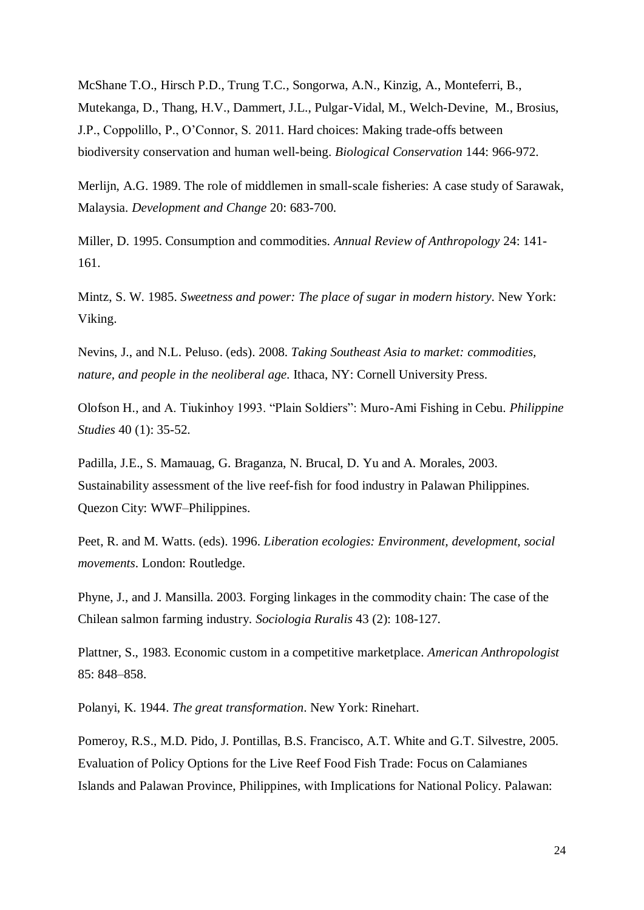McShane T.O., Hirsch P.D., Trung T.C., Songorwa, A.N., Kinzig, A., Monteferri, B., Mutekanga, D., Thang, H.V., Dammert, J.L., Pulgar-Vidal, M., Welch-Devine, M., Brosius, J.P., Coppolillo, P., O'Connor, S. 2011. Hard choices: Making trade-offs between biodiversity conservation and human well-being. *Biological Conservation* 144: 966-972.

Merlijn, A.G. 1989. The role of middlemen in small-scale fisheries: A case study of Sarawak, Malaysia. *Development and Change* 20: 683-700.

Miller, D. 1995. Consumption and commodities. *Annual Review of Anthropology* 24: 141-161.

Mintz, S. W. 1985. *Sweetness and power: The place of sugar in modern history*. New York: Viking.

Nevins, J., and N.L. Peluso. (eds). 2008. *Taking Southeast Asia to market: commodities, nature, and people in the neoliberal age*. Ithaca, NY: Cornell University Press.

Olofson H., and A. Tiukinhoy 1993. "Plain Soldiers": Muro-Ami Fishing in Cebu. *Philippine Studies* 40 (1): 35-52.

Padilla, J.E., S. Mamauag, G. Braganza, N. Brucal, D. Yu and A. Morales, 2003. Sustainability assessment of the live reef-fish for food industry in Palawan Philippines. Quezon City: WWF–Philippines.

Peet, R. and M. Watts. (eds). 1996. *Liberation ecologies: Environment, development, social movements*. London: Routledge.

Phyne, J., and J. Mansilla. 2003. Forging linkages in the commodity chain: The case of the Chilean salmon farming industry. *Sociologia Ruralis* 43 (2): 108-127.

Plattner, S., 1983. Economic custom in a competitive marketplace. *American Anthropologist* 85: 848–858.

Polanyi, K. 1944. *The great transformation*. New York: Rinehart.

Pomeroy, R.S., M.D. Pido, J. Pontillas, B.S. Francisco, A.T. White and G.T. Silvestre, 2005. Evaluation of Policy Options for the Live Reef Food Fish Trade: Focus on Calamianes Islands and Palawan Province, Philippines, with Implications for National Policy. Palawan: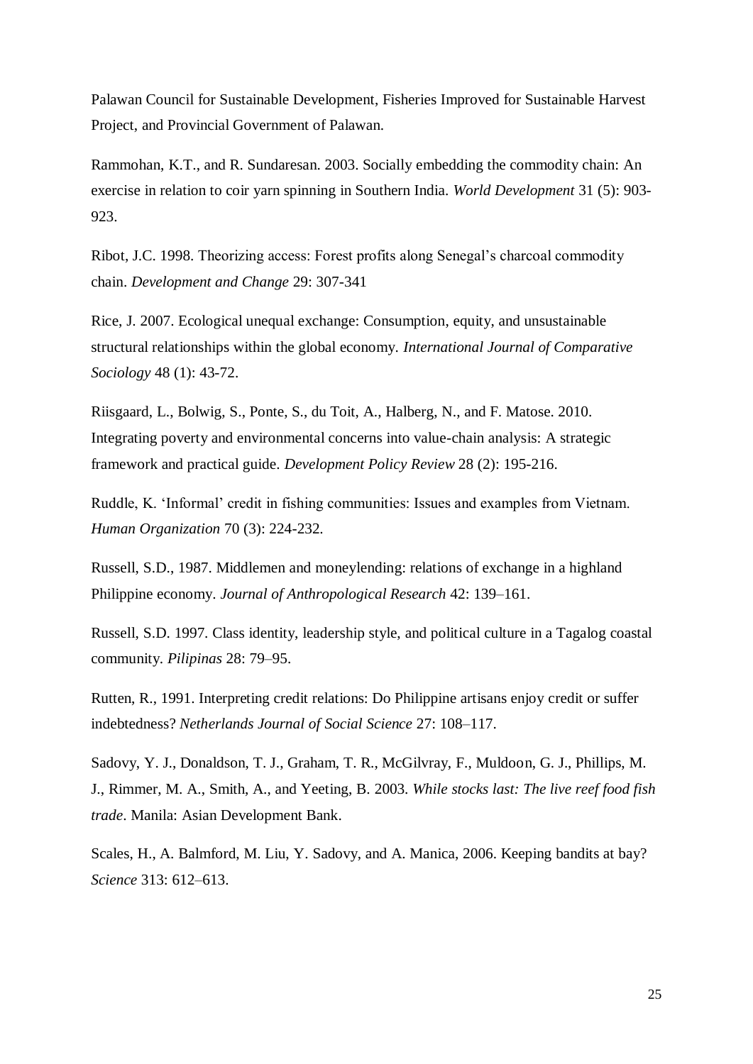Palawan Council for Sustainable Development, Fisheries Improved for Sustainable Harvest Project, and Provincial Government of Palawan.

Rammohan, K.T., and R. Sundaresan. 2003. Socially embedding the commodity chain: An exercise in relation to coir yarn spinning in Southern India. *World Development* 31 (5): 903-923.

Ribot, J.C. 1998. Theorizing access: Forest profits along Senegal's charcoal commodity chain. *Development and Change* 29: 307-341

Rice, J. 2007. Ecological unequal exchange: Consumption, equity, and unsustainable structural relationships within the global economy. *International Journal of Comparative Sociology* 48 (1): 43-72.

Riisgaard, L., Bolwig, S., Ponte, S., du Toit, A., Halberg, N., and F. Matose. 2010. Integrating poverty and environmental concerns into value-chain analysis: A strategic framework and practical guide. *Development Policy Review* 28 (2): 195-216.

Ruddle, K. 'Informal' credit in fishing communities: Issues and examples from Vietnam. *Human Organization* 70 (3): 224-232.

Russell, S.D., 1987. Middlemen and moneylending: relations of exchange in a highland Philippine economy. *Journal of Anthropological Research* 42: 139–161.

Russell, S.D. 1997. Class identity, leadership style, and political culture in a Tagalog coastal community. *Pilipinas* 28: 79–95.

Rutten, R., 1991. Interpreting credit relations: Do Philippine artisans enjoy credit or suffer indebtedness? *Netherlands Journal of Social Science* 27: 108–117.

Sadovy, Y. J., Donaldson, T. J., Graham, T. R., McGilvray, F., Muldoon, G. J., Phillips, M. J., Rimmer, M. A., Smith, A., and Yeeting, B. 2003. *While stocks last: The live reef food fish trade*. Manila: Asian Development Bank.

Scales, H., A. Balmford, M. Liu, Y. Sadovy, and A. Manica, 2006. Keeping bandits at bay? *Science* 313: 612–613.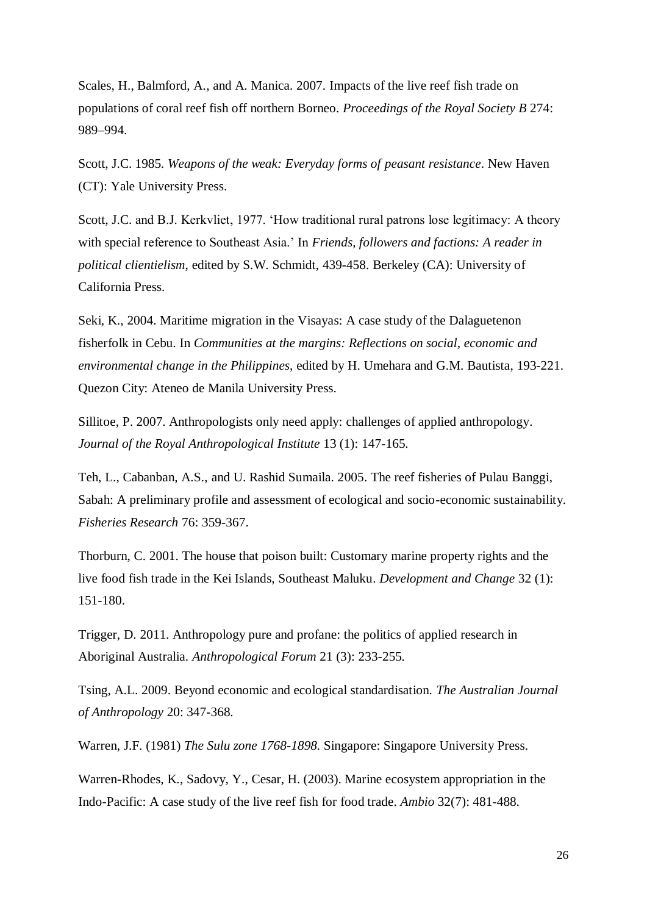Scales, H., Balmford, A., and A. Manica. 2007. Impacts of the live reef fish trade on populations of coral reef fish off northern Borneo. *Proceedings of the Royal Society B* 274: 989–994.

Scott, J.C. 1985. *Weapons of the weak: Everyday forms of peasant resistance*. New Haven (CT): Yale University Press.

Scott, J.C. and B.J. Kerkvliet, 1977. 'How traditional rural patrons lose legitimacy: A theory with special reference to Southeast Asia.' In *Friends, followers and factions: A reader in political clientielism*, edited by S.W. Schmidt, 439-458. Berkeley (CA): University of California Press.

Seki, K., 2004. Maritime migration in the Visayas: A case study of the Dalaguetenon fisherfolk in Cebu. In *Communities at the margins: Reflections on social, economic and environmental change in the Philippines*, edited by H. Umehara and G.M. Bautista, 193-221. Quezon City: Ateneo de Manila University Press.

Sillitoe, P. 2007. Anthropologists only need apply: challenges of applied anthropology. *Journal of the Royal Anthropological Institute* 13 (1): 147-165.

Teh, L., Cabanban, A.S., and U. Rashid Sumaila. 2005. The reef fisheries of Pulau Banggi, Sabah: A preliminary profile and assessment of ecological and socio-economic sustainability. *Fisheries Research* 76: 359-367.

Thorburn, C. 2001. The house that poison built: Customary marine property rights and the live food fish trade in the Kei Islands, Southeast Maluku. *Development and Change* 32 (1): 151-180.

Trigger, D. 2011. Anthropology pure and profane: the politics of applied research in Aboriginal Australia. *Anthropological Forum* 21 (3): 233-255.

Tsing, A.L. 2009. Beyond economic and ecological standardisation. *The Australian Journal of Anthropology* 20: 347-368.

Warren, J.F. (1981) *The Sulu zone 1768-1898.* Singapore: Singapore University Press.

Warren-Rhodes, K., Sadovy, Y., Cesar, H. (2003). Marine ecosystem appropriation in the Indo-Pacific: A case study of the live reef fish for food trade. *Ambio* 32(7): 481-488.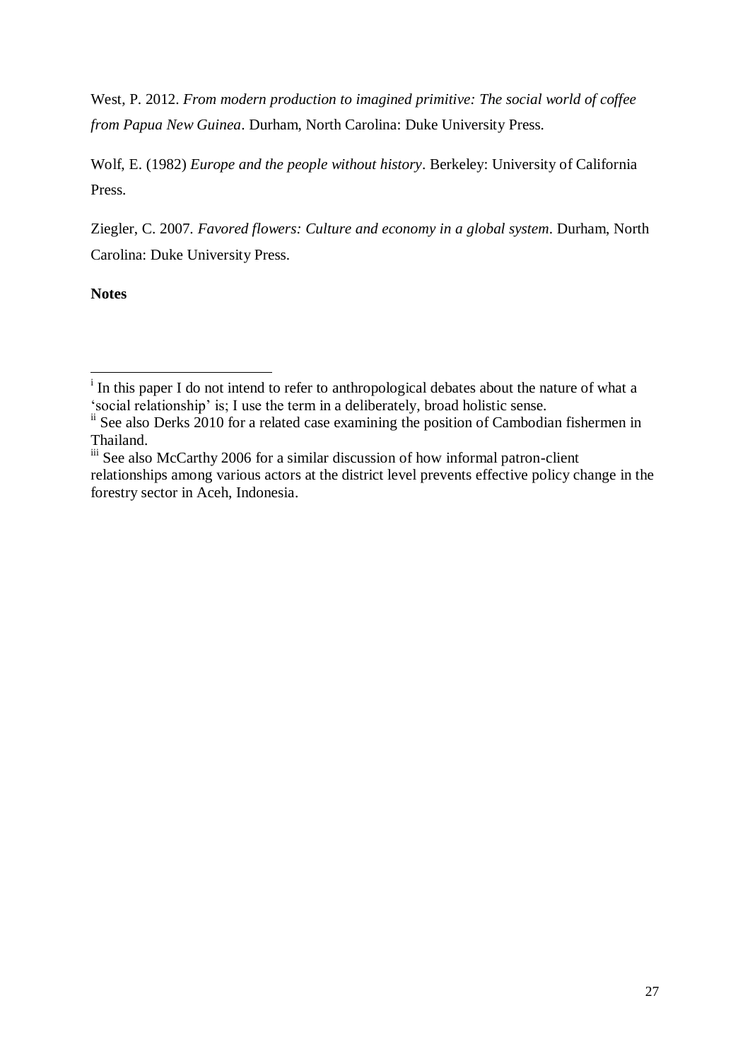West, P. 2012. *From modern production to imagined primitive: The social world of coffee from Papua New Guinea*. Durham, North Carolina: Duke University Press.

Wolf, E. (1982) *Europe and the people without history*. Berkeley: University of California Press.

Ziegler, C. 2007. *Favored flowers: Culture and economy in a global system*. Durham, North Carolina: Duke University Press.

**Notes**

[i] In this paper I do not intend to refer to anthropological debates about the nature of what a 'social relationship' is; I use the term in a deliberately, broad holistic sense.

[ii] See also Derks 2010 for a related case examining the position of Cambodian fishermen in Thailand.

[iii] See also McCarthy 2006 for a similar discussion of how informal patron-client relationships among various actors at the district level prevents effective policy change in the forestry sector in Aceh, Indonesia.